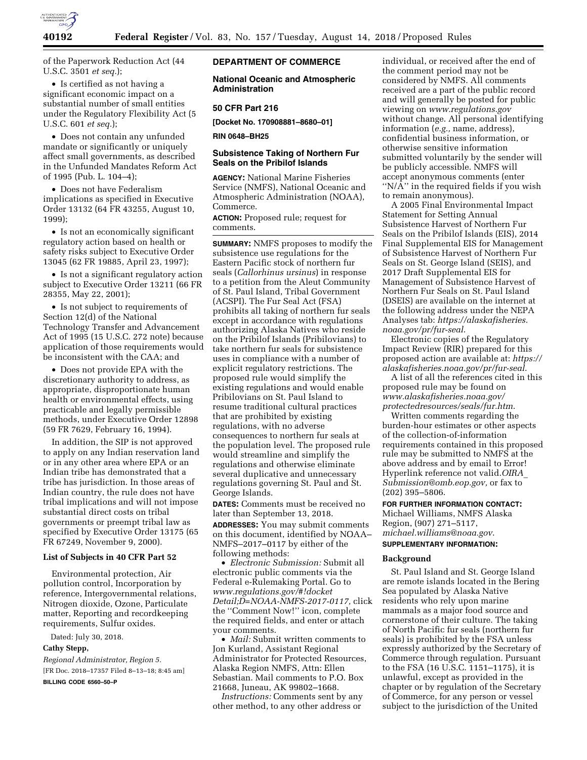of the Paperwork Reduction Act (44 U.S.C. 3501 *et seq.*);

- Is certified as not having a significant economic impact on a substantial number of small entities under the Regulatory Flexibility Act (5 U.S.C. 601 *et seq.*);
- Does not contain any unfunded mandate or significantly or uniquely affect small governments, as described in the Unfunded Mandates Reform Act of 1995 (Pub. L. 104–4);
- Does not have Federalism implications as specified in Executive Order 13132 (64 FR 43255, August 10, 1999);
- Is not an economically significant regulatory action based on health or safety risks subject to Executive Order 13045 (62 FR 19885, April 23, 1997);
- Is not a significant regulatory action subject to Executive Order 13211 (66 FR 28355, May 22, 2001);
- Is not subject to requirements of Section 12(d) of the National Technology Transfer and Advancement Act of 1995 (15 U.S.C. 272 note) because application of those requirements would be inconsistent with the CAA; and
- Does not provide EPA with the discretionary authority to address, as appropriate, disproportionate human health or environmental effects, using practicable and legally permissible methods, under Executive Order 12898 (59 FR 7629, February 16, 1994).

In addition, the SIP is not approved to apply on any Indian reservation land or in any other area where EPA or an Indian tribe has demonstrated that a tribe has jurisdiction. In those areas of Indian country, the rule does not have tribal implications and will not impose substantial direct costs on tribal governments or preempt tribal law as specified by Executive Order 13175 (65 FR 67249, November 9, 2000).

## List of Subjects in 40 CFR Part 52

Environmental protection, Air pollution control, Incorporation by reference, Intergovernmental relations, Nitrogen dioxide, Ozone, Particulate matter, Reporting and recordkeeping requirements, Sulfur oxides.

Dated: July 30, 2018.

**Cathy Stepp,**

*Regional Administrator, Region 5.*

[FR Doc. 2018–17357 Filed 8–13–18; 8:45 am]

**BILLING CODE 6560–50–P**

---

## DEPARTMENT OF COMMERCE

### National Oceanic and Atmospheric Administration

### 50 CFR Part 216

**[Docket No. 170908881–8680–01]**

**RIN 0648–BH25**

### Subsistence Taking of Northern Fur Seals on the Pribilof Islands

**AGENCY:** National Marine Fisheries Service (NMFS), National Oceanic and Atmospheric Administration (NOAA), Commerce.

**ACTION:** Proposed rule; request for comments.

**SUMMARY:** NMFS proposes to modify the subsistence use regulations for the Eastern Pacific stock of northern fur seals (*Callorhinus ursinus*) in response to a petition from the Aleut Community of St. Paul Island, Tribal Government (ACSPI). The Fur Seal Act (FSA) prohibits all taking of northern fur seals except in accordance with regulations authorizing Alaska Natives who reside on the Pribilof Islands (Pribilovians) to take northern fur seals for subsistence uses in compliance with a number of explicit regulatory restrictions. The proposed rule would simplify the existing regulations and would enable Pribilovians on St. Paul Island to resume traditional cultural practices that are prohibited by existing regulations, with no adverse consequences to northern fur seals at the population level. The proposed rule would streamline and simplify the regulations and otherwise eliminate several duplicative and unnecessary regulations governing St. Paul and St. George Islands.

**DATES:** Comments must be received no later than September 13, 2018.

**ADDRESSES:** You may submit comments on this document, identified by NOAA–NMFS–2017–0117 by either of the following methods:

- *Electronic Submission:* Submit all electronic public comments via the Federal e-Rulemaking Portal. Go to *www.regulations.gov/#!docketDetail;D=NOAA-NMFS-2017-0117,* click the ''Comment Now!'' icon, complete the required fields, and enter or attach your comments.
- *Mail:* Submit written comments to Jon Kurland, Assistant Regional Administrator for Protected Resources, Alaska Region NMFS, Attn: Ellen Sebastian. Mail comments to P.O. Box 21668, Juneau, AK 99802–1668.

*Instructions:* Comments sent by any other method, to any other address or individual, or received after the end of the comment period may not be considered by NMFS. All comments received are a part of the public record and will generally be posted for public viewing on *www.regulations.gov* without change. All personal identifying information (*e.g.,* name, address), confidential business information, or otherwise sensitive information submitted voluntarily by the sender will be publicly accessible. NMFS will accept anonymous comments (enter ''N/A'' in the required fields if you wish to remain anonymous).

A 2005 Final Environmental Impact Statement for Setting Annual Subsistence Harvest of Northern Fur Seals on the Pribilof Islands (EIS), 2014 Final Supplemental EIS for Management of Subsistence Harvest of Northern Fur Seals on St. George Island (SEIS), and 2017 Draft Supplemental EIS for Management of Subsistence Harvest of Northern Fur Seals on St. Paul Island (DSEIS) are available on the internet at the following address under the NEPA Analyses tab: *https://alaskafisheries.noaa.gov/pr/fur-seal.*

Electronic copies of the Regulatory Impact Review (RIR) prepared for this proposed action are available at: *https://alaskafisheries.noaa.gov/pr/fur-seal.*

A list of all the references cited in this proposed rule may be found on *www.alaskafisheries.noaa.gov/protectedresources/seals/fur.htm.*

Written comments regarding the burden-hour estimates or other aspects of the collection-of-information requirements contained in this proposed rule may be submitted to NMFS at the above address and by email to Error! Hyperlink reference not valid.*OIRA_Submission@omb.eop.gov,* or fax to (202) 395–5806.

**FOR FURTHER INFORMATION CONTACT:** Michael Williams, NMFS Alaska Region, (907) 271–5117, *michael.williams@noaa.gov.*

**SUPPLEMENTARY INFORMATION:**

#### Background

St. Paul Island and St. George Island are remote islands located in the Bering Sea populated by Alaska Native residents who rely upon marine mammals as a major food source and cornerstone of their culture. The taking of North Pacific fur seals (northern fur seals) is prohibited by the FSA unless expressly authorized by the Secretary of Commerce through regulation. Pursuant to the FSA (16 U.S.C. 1151–1175), it is unlawful, except as provided in the chapter or by regulation of the Secretary of Commerce, for any person or vessel subject to the jurisdiction of the United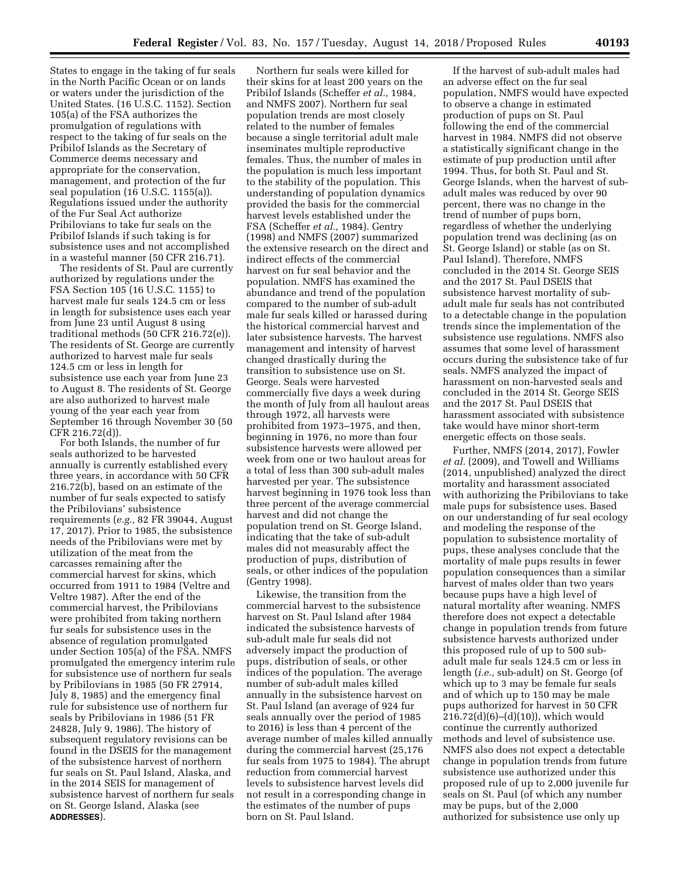States to engage in the taking of fur seals in the North Pacific Ocean or on lands or waters under the jurisdiction of the United States. (16 U.S.C. 1152). Section 105(a) of the FSA authorizes the promulgation of regulations with respect to the taking of fur seals on the Pribilof Islands as the Secretary of Commerce deems necessary and appropriate for the conservation, management, and protection of the fur seal population (16 U.S.C. 1155(a)). Regulations issued under the authority of the Fur Seal Act authorize Pribilovians to take fur seals on the Pribilof Islands if such taking is for subsistence uses and not accomplished in a wasteful manner (50 CFR 216.71).

The residents of St. Paul are currently authorized by regulations under the FSA Section 105 (16 U.S.C. 1155) to harvest male fur seals 124.5 cm or less in length for subsistence uses each year from June 23 until August 8 using traditional methods (50 CFR 216.72(e)). The residents of St. George are currently authorized to harvest male fur seals 124.5 cm or less in length for subsistence use each year from June 23 to August 8. The residents of St. George are also authorized to harvest male young of the year each year from September 16 through November 30 (50 CFR 216.72(d)).

For both Islands, the number of fur seals authorized to be harvested annually is currently established every three years, in accordance with 50 CFR 216.72(b), based on an estimate of the number of fur seals expected to satisfy the Pribilovians' subsistence requirements (*e.g.,* 82 FR 39044, August 17, 2017). Prior to 1985, the subsistence needs of the Pribilovians were met by utilization of the meat from the carcasses remaining after the commercial harvest for skins, which occurred from 1911 to 1984 (Veltre and Veltre 1987). After the end of the commercial harvest, the Pribilovians were prohibited from taking northern fur seals for subsistence uses in the absence of regulation promulgated under Section 105(a) of the FSA. NMFS promulgated the emergency interim rule for subsistence use of northern fur seals by Pribilovians in 1985 (50 FR 27914, July 8, 1985) and the emergency final rule for subsistence use of northern fur seals by Pribilovians in 1986 (51 FR 24828, July 9, 1986). The history of subsequent regulatory revisions can be found in the DSEIS for the management of the subsistence harvest of northern fur seals on St. Paul Island, Alaska, and in the 2014 SEIS for management of subsistence harvest of northern fur seals on St. George Island, Alaska (see **ADDRESSES**).

Northern fur seals were killed for their skins for at least 200 years on the Pribilof Islands (Scheffer *et al.,* 1984, and NMFS 2007). Northern fur seal population trends are most closely related to the number of females because a single territorial adult male inseminates multiple reproductive females. Thus, the number of males in the population is much less important to the stability of the population. This understanding of population dynamics provided the basis for the commercial harvest levels established under the FSA (Scheffer *et al.,* 1984). Gentry (1998) and NMFS (2007) summarized the extensive research on the direct and indirect effects of the commercial harvest on fur seal behavior and the population. NMFS has examined the abundance and trend of the population compared to the number of sub-adult male fur seals killed or harassed during the historical commercial harvest and later subsistence harvests. The harvest management and intensity of harvest changed drastically during the transition to subsistence use on St. George. Seals were harvested commercially five days a week during the month of July from all haulout areas through 1972, all harvests were prohibited from 1973–1975, and then, beginning in 1976, no more than four subsistence harvests were allowed per week from one or two haulout areas for a total of less than 300 sub-adult males harvested per year. The subsistence harvest beginning in 1976 took less than three percent of the average commercial harvest and did not change the population trend on St. George Island, indicating that the take of sub-adult males did not measurably affect the production of pups, distribution of seals, or other indices of the population (Gentry 1998).

Likewise, the transition from the commercial harvest to the subsistence harvest on St. Paul Island after 1984 indicated the subsistence harvests of sub-adult male fur seals did not adversely impact the production of pups, distribution of seals, or other indices of the population. The average number of sub-adult males killed annually in the subsistence harvest on St. Paul Island (an average of 924 fur seals annually over the period of 1985 to 2016) is less than 4 percent of the average number of males killed annually during the commercial harvest (25,176 fur seals from 1975 to 1984). The abrupt reduction from commercial harvest levels to subsistence harvest levels did not result in a corresponding change in the estimates of the number of pups born on St. Paul Island.

If the harvest of sub-adult males had an adverse effect on the fur seal population, NMFS would have expected to observe a change in estimated production of pups on St. Paul following the end of the commercial harvest in 1984. NMFS did not observe a statistically significant change in the estimate of pup production until after 1994. Thus, for both St. Paul and St. George Islands, when the harvest of sub-adult males was reduced by over 90 percent, there was no change in the trend of number of pups born, regardless of whether the underlying population trend was declining (as on St. George Island) or stable (as on St. Paul Island). Therefore, NMFS concluded in the 2014 St. George SEIS and the 2017 St. Paul DSEIS that subsistence harvest mortality of sub-adult male fur seals has not contributed to a detectable change in the population trends since the implementation of the subsistence use regulations. NMFS also assumes that some level of harassment occurs during the subsistence take of fur seals. NMFS analyzed the impact of harassment on non-harvested seals and concluded in the 2014 St. George SEIS and the 2017 St. Paul DSEIS that harassment associated with subsistence take would have minor short-term energetic effects on those seals.

Further, NMFS (2014, 2017), Fowler *et al.* (2009), and Towell and Williams (2014, unpublished) analyzed the direct mortality and harassment associated with authorizing the Pribilovians to take male pups for subsistence uses. Based on our understanding of fur seal ecology and modeling the response of the population to subsistence mortality of pups, these analyses conclude that the mortality of male pups results in fewer population consequences than a similar harvest of males older than two years because pups have a high level of natural mortality after weaning. NMFS therefore does not expect a detectable change in population trends from future subsistence harvests authorized under this proposed rule of up to 500 sub-adult male fur seals 124.5 cm or less in length (*i.e.,* sub-adult) on St. George (of which up to 3 may be female fur seals and of which up to 150 may be male pups authorized for harvest in 50 CFR 216.72(d)(6)–(d)(10)), which would continue the currently authorized methods and level of subsistence use. NMFS also does not expect a detectable change in population trends from future subsistence use authorized under this proposed rule of up to 2,000 juvenile fur seals on St. Paul (of which any number may be pups, but of the 2,000 authorized for subsistence use only up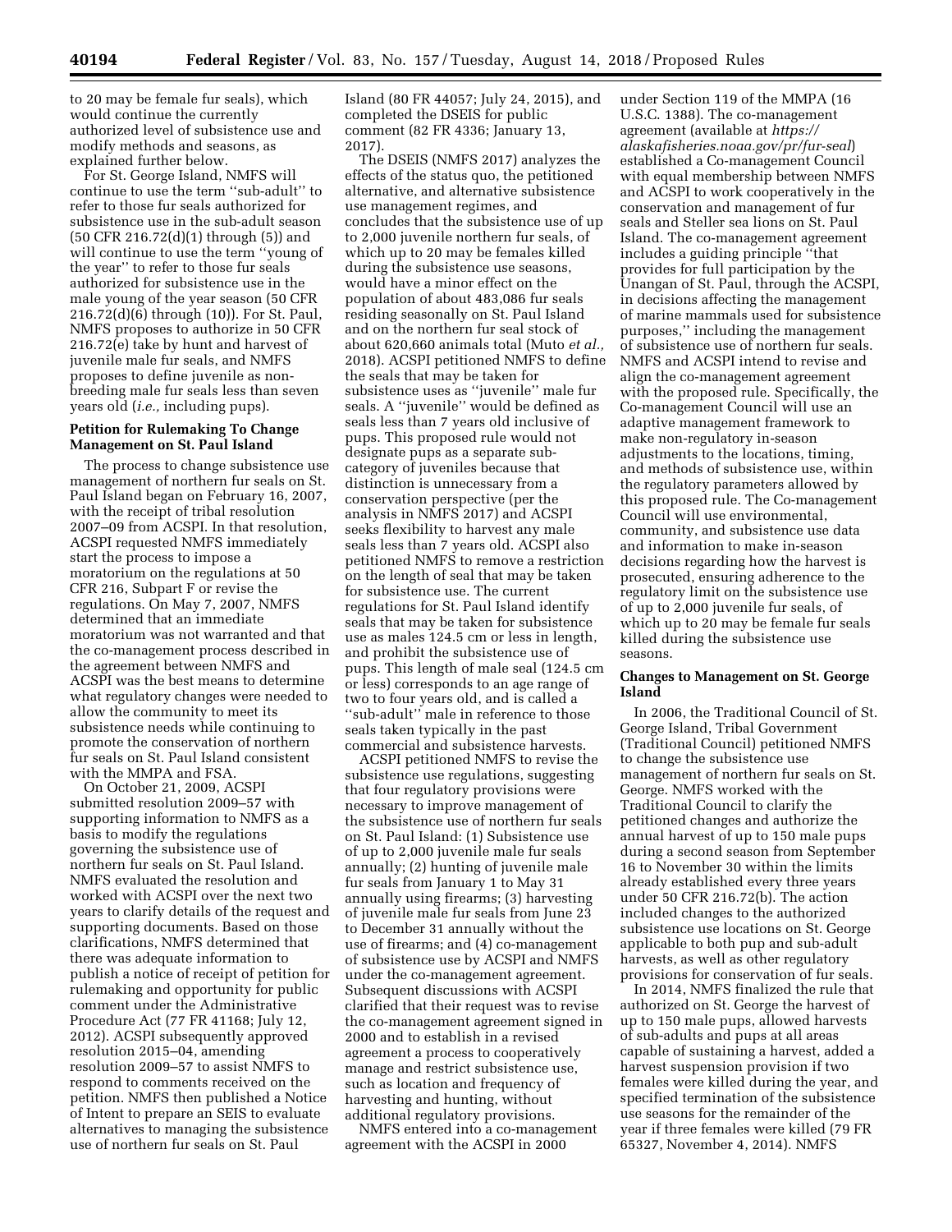to 20 may be female fur seals), which would continue the currently authorized level of subsistence use and modify methods and seasons, as explained further below.

For St. George Island, NMFS will continue to use the term ''sub-adult'' to refer to those fur seals authorized for subsistence use in the sub-adult season (50 CFR 216.72(d)(1) through (5)) and will continue to use the term ''young of the year'' to refer to those fur seals authorized for subsistence use in the male young of the year season (50 CFR 216.72(d)(6) through (10)). For St. Paul, NMFS proposes to authorize in 50 CFR 216.72(e) take by hunt and harvest of juvenile male fur seals, and NMFS proposes to define juvenile as non-breeding male fur seals less than seven years old (*i.e.,* including pups).

### Petition for Rulemaking To Change Management on St. Paul Island

The process to change subsistence use management of northern fur seals on St. Paul Island began on February 16, 2007, with the receipt of tribal resolution 2007–09 from ACSPI. In that resolution, ACSPI requested NMFS immediately start the process to impose a moratorium on the regulations at 50 CFR 216, Subpart F or revise the regulations. On May 7, 2007, NMFS determined that an immediate moratorium was not warranted and that the co-management process described in the agreement between NMFS and ACSPI was the best means to determine what regulatory changes were needed to allow the community to meet its subsistence needs while continuing to promote the conservation of northern fur seals on St. Paul Island consistent with the MMPA and FSA.

On October 21, 2009, ACSPI submitted resolution 2009–57 with supporting information to NMFS as a basis to modify the regulations governing the subsistence use of northern fur seals on St. Paul Island. NMFS evaluated the resolution and worked with ACSPI over the next two years to clarify details of the request and supporting documents. Based on those clarifications, NMFS determined that there was adequate information to publish a notice of receipt of petition for rulemaking and opportunity for public comment under the Administrative Procedure Act (77 FR 41168; July 12, 2012). ACSPI subsequently approved resolution 2015–04, amending resolution 2009–57 to assist NMFS to respond to comments received on the petition. NMFS then published a Notice of Intent to prepare an SEIS to evaluate alternatives to managing the subsistence use of northern fur seals on St. Paul Island (80 FR 44057; July 24, 2015), and completed the DSEIS for public comment (82 FR 4336; January 13, 2017).

The DSEIS (NMFS 2017) analyzes the effects of the status quo, the petitioned alternative, and alternative subsistence use management regimes, and concludes that the subsistence use of up to 2,000 juvenile northern fur seals, of which up to 20 may be females killed during the subsistence use seasons, would have a minor effect on the population of about 483,086 fur seals residing seasonally on St. Paul Island and on the northern fur seal stock of about 620,660 animals total (Muto *et al.,* 2018). ACSPI petitioned NMFS to define the seals that may be taken for subsistence uses as ''juvenile'' male fur seals. A ''juvenile'' would be defined as seals less than 7 years old inclusive of pups. This proposed rule would not designate pups as a separate sub-category of juveniles because that distinction is unnecessary from a conservation perspective (per the analysis in NMFS 2017) and ACSPI seeks flexibility to harvest any male seals less than 7 years old. ACSPI also petitioned NMFS to remove a restriction on the length of seal that may be taken for subsistence use. The current regulations for St. Paul Island identify seals that may be taken for subsistence use as males 124.5 cm or less in length, and prohibit the subsistence use of pups. This length of male seal (124.5 cm or less) corresponds to an age range of two to four years old, and is called a ''sub-adult'' male in reference to those seals taken typically in the past commercial and subsistence harvests.

ACSPI petitioned NMFS to revise the subsistence use regulations, suggesting that four regulatory provisions were necessary to improve management of the subsistence use of northern fur seals on St. Paul Island: (1) Subsistence use of up to 2,000 juvenile male fur seals annually; (2) hunting of juvenile male fur seals from January 1 to May 31 annually using firearms; (3) harvesting of juvenile male fur seals from June 23 to December 31 annually without the use of firearms; and (4) co-management of subsistence use by ACSPI and NMFS under the co-management agreement. Subsequent discussions with ACSPI clarified that their request was to revise the co-management agreement signed in 2000 and to establish in a revised agreement a process to cooperatively manage and restrict subsistence use, such as location and frequency of harvesting and hunting, without additional regulatory provisions.

NMFS entered into a co-management agreement with the ACSPI in 2000 under Section 119 of the MMPA (16 U.S.C. 1388). The co-management agreement (available at *https://alaskafisheries.noaa.gov/pr/fur-seal*) established a Co-management Council with equal membership between NMFS and ACSPI to work cooperatively in the conservation and management of fur seals and Steller sea lions on St. Paul Island. The co-management agreement includes a guiding principle ''that provides for full participation by the Unangan of St. Paul, through the ACSPI, in decisions affecting the management of marine mammals used for subsistence purposes,'' including the management of subsistence use of northern fur seals. NMFS and ACSPI intend to revise and align the co-management agreement with the proposed rule. Specifically, the Co-management Council will use an adaptive management framework to make non-regulatory in-season adjustments to the locations, timing, and methods of subsistence use, within the regulatory parameters allowed by this proposed rule. The Co-management Council will use environmental, community, and subsistence use data and information to make in-season decisions regarding how the harvest is prosecuted, ensuring adherence to the regulatory limit on the subsistence use of up to 2,000 juvenile fur seals, of which up to 20 may be female fur seals killed during the subsistence use seasons.

### Changes to Management on St. George Island

In 2006, the Traditional Council of St. George Island, Tribal Government (Traditional Council) petitioned NMFS to change the subsistence use management of northern fur seals on St. George. NMFS worked with the Traditional Council to clarify the petitioned changes and authorize the annual harvest of up to 150 male pups during a second season from September 16 to November 30 within the limits already established every three years under 50 CFR 216.72(b). The action included changes to the authorized subsistence use locations on St. George applicable to both pup and sub-adult harvests, as well as other regulatory provisions for conservation of fur seals.

In 2014, NMFS finalized the rule that authorized on St. George the harvest of up to 150 male pups, allowed harvests of sub-adults and pups at all areas capable of sustaining a harvest, added a harvest suspension provision if two females were killed during the year, and specified termination of the subsistence use seasons for the remainder of the year if three females were killed (79 FR 65327, November 4, 2014). NMFS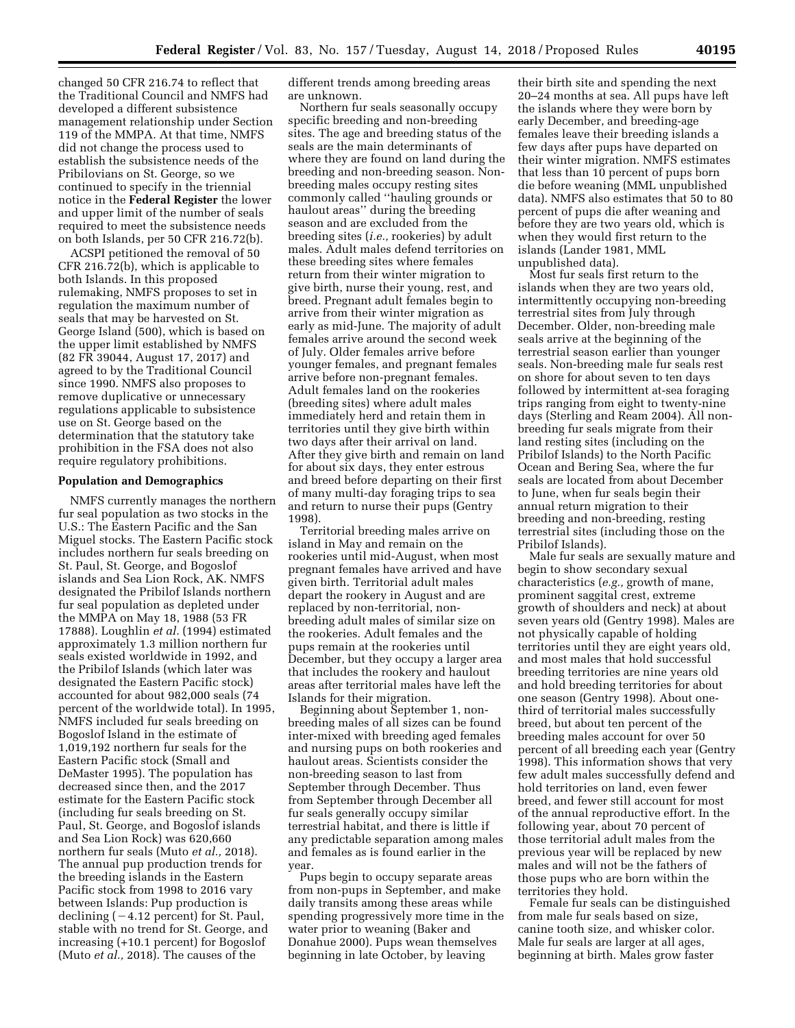changed 50 CFR 216.74 to reflect that the Traditional Council and NMFS had developed a different subsistence management relationship under Section 119 of the MMPA. At that time, NMFS did not change the process used to establish the subsistence needs of the Pribilovians on St. George, so we continued to specify in the triennial notice in the **Federal Register** the lower and upper limit of the number of seals required to meet the subsistence needs on both Islands, per 50 CFR 216.72(b).

ACSPI petitioned the removal of 50 CFR 216.72(b), which is applicable to both Islands. In this proposed rulemaking, NMFS proposes to set in regulation the maximum number of seals that may be harvested on St. George Island (500), which is based on the upper limit established by NMFS (82 FR 39044, August 17, 2017) and agreed to by the Traditional Council since 1990. NMFS also proposes to remove duplicative or unnecessary regulations applicable to subsistence use on St. George based on the determination that the statutory take prohibition in the FSA does not also require regulatory prohibitions.

## Population and Demographics

NMFS currently manages the northern fur seal population as two stocks in the U.S.: The Eastern Pacific and the San Miguel stocks. The Eastern Pacific stock includes northern fur seals breeding on St. Paul, St. George, and Bogoslof islands and Sea Lion Rock, AK. NMFS designated the Pribilof Islands northern fur seal population as depleted under the MMPA on May 18, 1988 (53 FR 17888). Loughlin *et al.* (1994) estimated approximately 1.3 million northern fur seals existed worldwide in 1992, and the Pribilof Islands (which later was designated the Eastern Pacific stock) accounted for about 982,000 seals (74 percent of the worldwide total). In 1995, NMFS included fur seals breeding on Bogoslof Island in the estimate of 1,019,192 northern fur seals for the Eastern Pacific stock (Small and DeMaster 1995). The population has decreased since then, and the 2017 estimate for the Eastern Pacific stock (including fur seals breeding on St. Paul, St. George, and Bogoslof islands and Sea Lion Rock) was 620,660 northern fur seals (Muto *et al.,* 2018). The annual pup production trends for the breeding islands in the Eastern Pacific stock from 1998 to 2016 vary between Islands: Pup production is declining (−4.12 percent) for St. Paul, stable with no trend for St. George, and increasing (+10.1 percent) for Bogoslof (Muto *et al.,* 2018). The causes of the different trends among breeding areas are unknown.

Northern fur seals seasonally occupy specific breeding and non-breeding sites. The age and breeding status of the seals are the main determinants of where they are found on land during the breeding and non-breeding season. Non-breeding males occupy resting sites commonly called ''hauling grounds or haulout areas'' during the breeding season and are excluded from the breeding sites (*i.e.,* rookeries) by adult males. Adult males defend territories on these breeding sites where females return from their winter migration to give birth, nurse their young, rest, and breed. Pregnant adult females begin to arrive from their winter migration as early as mid-June. The majority of adult females arrive around the second week of July. Older females arrive before younger females, and pregnant females arrive before non-pregnant females. Adult females land on the rookeries (breeding sites) where adult males immediately herd and retain them in territories until they give birth within two days after their arrival on land. After they give birth and remain on land for about six days, they enter estrous and breed before departing on their first of many multi-day foraging trips to sea and return to nurse their pups (Gentry 1998).

Territorial breeding males arrive on island in May and remain on the rookeries until mid-August, when most pregnant females have arrived and have given birth. Territorial adult males depart the rookery in August and are replaced by non-territorial, non-breeding adult males of similar size on the rookeries. Adult females and the pups remain at the rookeries until December, but they occupy a larger area that includes the rookery and haulout areas after territorial males have left the Islands for their migration.

Beginning about September 1, non-breeding males of all sizes can be found inter-mixed with breeding aged females and nursing pups on both rookeries and haulout areas. Scientists consider the non-breeding season to last from September through December. Thus from September through December all fur seals generally occupy similar terrestrial habitat, and there is little if any predictable separation among males and females as is found earlier in the year.

Pups begin to occupy separate areas from non-pups in September, and make daily transits among these areas while spending progressively more time in the water prior to weaning (Baker and Donahue 2000). Pups wean themselves beginning in late October, by leaving their birth site and spending the next 20–24 months at sea. All pups have left the islands where they were born by early December, and breeding-age females leave their breeding islands a few days after pups have departed on their winter migration. NMFS estimates that less than 10 percent of pups born die before weaning (MML unpublished data). NMFS also estimates that 50 to 80 percent of pups die after weaning and before they are two years old, which is when they would first return to the islands (Lander 1981, MML unpublished data).

Most fur seals first return to the islands when they are two years old, intermittently occupying non-breeding terrestrial sites from July through December. Older, non-breeding male seals arrive at the beginning of the terrestrial season earlier than younger seals. Non-breeding male fur seals rest on shore for about seven to ten days followed by intermittent at-sea foraging trips ranging from eight to twenty-nine days (Sterling and Ream 2004). All non-breeding fur seals migrate from their land resting sites (including on the Pribilof Islands) to the North Pacific Ocean and Bering Sea, where the fur seals are located from about December to June, when fur seals begin their annual return migration to their breeding and non-breeding, resting terrestrial sites (including those on the Pribilof Islands).

Male fur seals are sexually mature and begin to show secondary sexual characteristics (*e.g.,* growth of mane, prominent saggital crest, extreme growth of shoulders and neck) at about seven years old (Gentry 1998). Males are not physically capable of holding territories until they are eight years old, and most males that hold successful breeding territories are nine years old and hold breeding territories for about one season (Gentry 1998). About one-third of territorial males successfully breed, but about ten percent of the breeding males account for over 50 percent of all breeding each year (Gentry 1998). This information shows that very few adult males successfully defend and hold territories on land, even fewer breed, and fewer still account for most of the annual reproductive effort. In the following year, about 70 percent of those territorial adult males from the previous year will be replaced by new males and will not be the fathers of those pups who are born within the territories they hold.

Female fur seals can be distinguished from male fur seals based on size, canine tooth size, and whisker color. Male fur seals are larger at all ages, beginning at birth. Males grow faster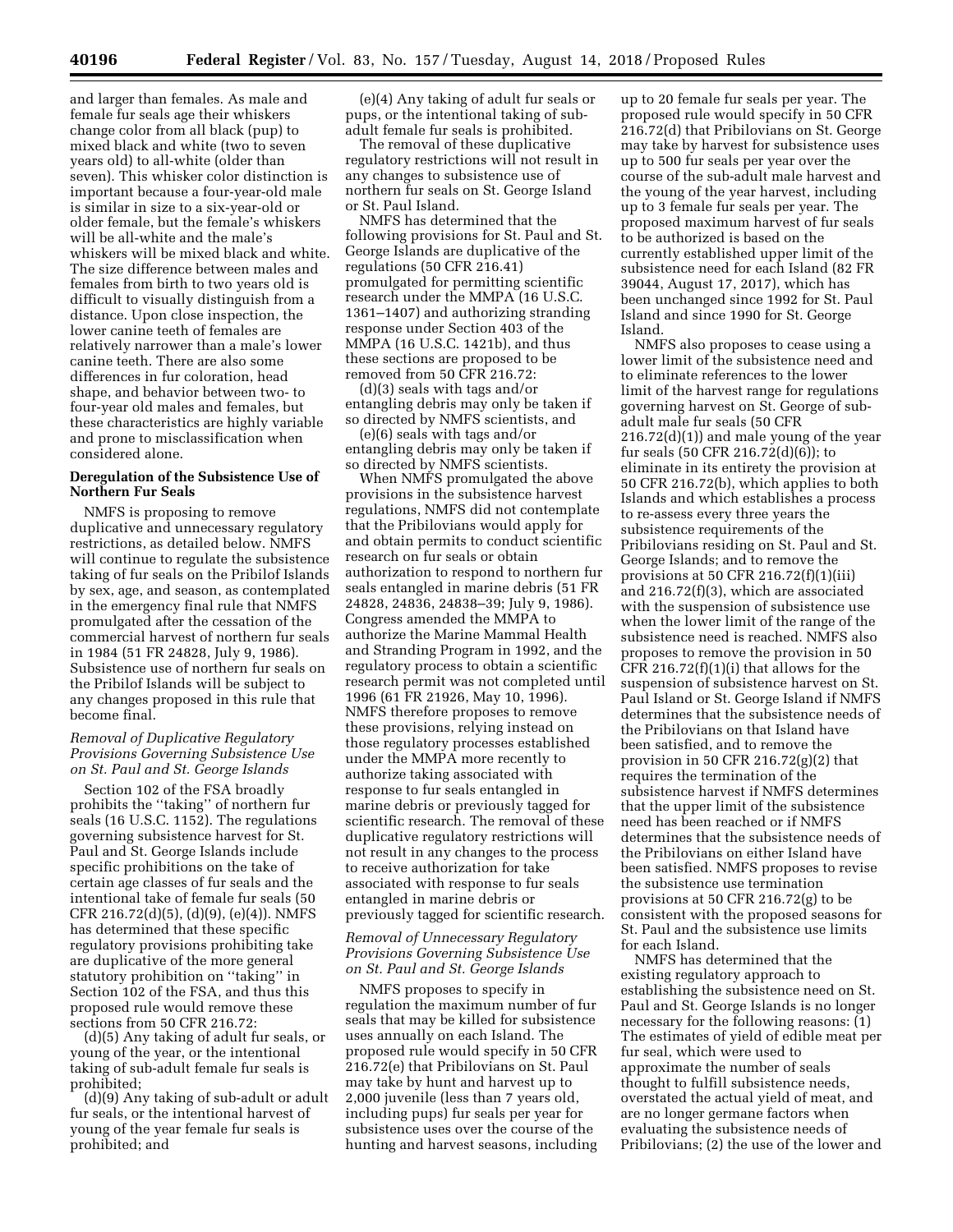and larger than females. As male and female fur seals age their whiskers change color from all black (pup) to mixed black and white (two to seven years old) to all-white (older than seven). This whisker color distinction is important because a four-year-old male is similar in size to a six-year-old or older female, but the female's whiskers will be all-white and the male's whiskers will be mixed black and white. The size difference between males and females from birth to two years old is difficult to visually distinguish from a distance. Upon close inspection, the lower canine teeth of females are relatively narrower than a male's lower canine teeth. There are also some differences in fur coloration, head shape, and behavior between two- to four-year old males and females, but these characteristics are highly variable and prone to misclassification when considered alone.

**Deregulation of the Subsistence Use of Northern Fur Seals**

NMFS is proposing to remove duplicative and unnecessary regulatory restrictions, as detailed below. NMFS will continue to regulate the subsistence taking of fur seals on the Pribilof Islands by sex, age, and season, as contemplated in the emergency final rule that NMFS promulgated after the cessation of the commercial harvest of northern fur seals in 1984 (51 FR 24828, July 9, 1986). Subsistence use of northern fur seals on the Pribilof Islands will be subject to any changes proposed in this rule that become final.

*Removal of Duplicative Regulatory Provisions Governing Subsistence Use on St. Paul and St. George Islands*

Section 102 of the FSA broadly prohibits the "taking" of northern fur seals (16 U.S.C. 1152). The regulations governing subsistence harvest for St. Paul and St. George Islands include specific prohibitions on the take of certain age classes of fur seals and the intentional take of female fur seals (50 CFR 216.72(d)(5), (d)(9), (e)(4)). NMFS has determined that these specific regulatory provisions prohibiting take are duplicative of the more general statutory prohibition on "taking" in Section 102 of the FSA, and thus this proposed rule would remove these sections from 50 CFR 216.72:

(d)(5) Any taking of adult fur seals, or young of the year, or the intentional taking of sub-adult female fur seals is prohibited;

(d)(9) Any taking of sub-adult or adult fur seals, or the intentional harvest of young of the year female fur seals is prohibited; and

(e)(4) Any taking of adult fur seals or pups, or the intentional taking of sub-adult female fur seals is prohibited.

The removal of these duplicative regulatory restrictions will not result in any changes to subsistence use of northern fur seals on St. George Island or St. Paul Island.

NMFS has determined that the following provisions for St. Paul and St. George Islands are duplicative of the regulations (50 CFR 216.41) promulgated for permitting scientific research under the MMPA (16 U.S.C. 1361–1407) and authorizing stranding response under Section 403 of the MMPA (16 U.S.C. 1421b), and thus these sections are proposed to be removed from 50 CFR 216.72:

(d)(3) seals with tags and/or entangling debris may only be taken if so directed by NMFS scientists, and

(e)(6) seals with tags and/or entangling debris may only be taken if so directed by NMFS scientists.

When NMFS promulgated the above provisions in the subsistence harvest regulations, NMFS did not contemplate that the Pribilovians would apply for and obtain permits to conduct scientific research on fur seals or obtain authorization to respond to northern fur seals entangled in marine debris (51 FR 24828, 24836, 24838–39; July 9, 1986). Congress amended the MMPA to authorize the Marine Mammal Health and Stranding Program in 1992, and the regulatory process to obtain a scientific research permit was not completed until 1996 (61 FR 21926, May 10, 1996). NMFS therefore proposes to remove these provisions, relying instead on those regulatory processes established under the MMPA more recently to authorize taking associated with response to fur seals entangled in marine debris or previously tagged for scientific research. The removal of these duplicative regulatory restrictions will not result in any changes to the process to receive authorization for take associated with response to fur seals entangled in marine debris or previously tagged for scientific research.

*Removal of Unnecessary Regulatory Provisions Governing Subsistence Use on St. Paul and St. George Islands*

NMFS proposes to specify in regulation the maximum number of fur seals that may be killed for subsistence uses annually on each Island. The proposed rule would specify in 50 CFR 216.72(e) that Pribilovians on St. Paul may take by hunt and harvest up to 2,000 juvenile (less than 7 years old, including pups) fur seals per year for subsistence uses over the course of the hunting and harvest seasons, including up to 20 female fur seals per year. The proposed rule would specify in 50 CFR 216.72(d) that Pribilovians on St. George may take by harvest for subsistence uses up to 500 fur seals per year over the course of the sub-adult male harvest and the young of the year harvest, including up to 3 female fur seals per year. The proposed maximum harvest of fur seals to be authorized is based on the currently established upper limit of the subsistence need for each Island (82 FR 39044, August 17, 2017), which has been unchanged since 1992 for St. Paul Island and since 1990 for St. George Island.

NMFS also proposes to cease using a lower limit of the subsistence need and to eliminate references to the lower limit of the harvest range for regulations governing harvest on St. George of sub-adult male fur seals (50 CFR 216.72(d)(1)) and male young of the year fur seals (50 CFR 216.72(d)(6)); to eliminate in its entirety the provision at 50 CFR 216.72(b), which applies to both Islands and which establishes a process to re-assess every three years the subsistence requirements of the Pribilovians residing on St. Paul and St. George Islands; and to remove the provisions at 50 CFR 216.72(f)(1)(iii) and 216.72(f)(3), which are associated with the suspension of subsistence use when the lower limit of the range of the subsistence need is reached. NMFS also proposes to remove the provision in 50 CFR 216.72(f)(1)(i) that allows for the suspension of subsistence harvest on St. Paul Island or St. George Island if NMFS determines that the subsistence needs of the Pribilovians on that Island have been satisfied, and to remove the provision in 50 CFR 216.72(g)(2) that requires the termination of the subsistence harvest if NMFS determines that the upper limit of the subsistence need has been reached or if NMFS determines that the subsistence needs of the Pribilovians on either Island have been satisfied. NMFS proposes to revise the subsistence use termination provisions at 50 CFR 216.72(g) to be consistent with the proposed seasons for St. Paul and the subsistence use limits for each Island.

NMFS has determined that the existing regulatory approach to establishing the subsistence need on St. Paul and St. George Islands is no longer necessary for the following reasons: (1) The estimates of yield of edible meat per fur seal, which were used to approximate the number of seals thought to fulfill subsistence needs, overstated the actual yield of meat, and are no longer germane factors when evaluating the subsistence needs of Pribilovians; (2) the use of the lower and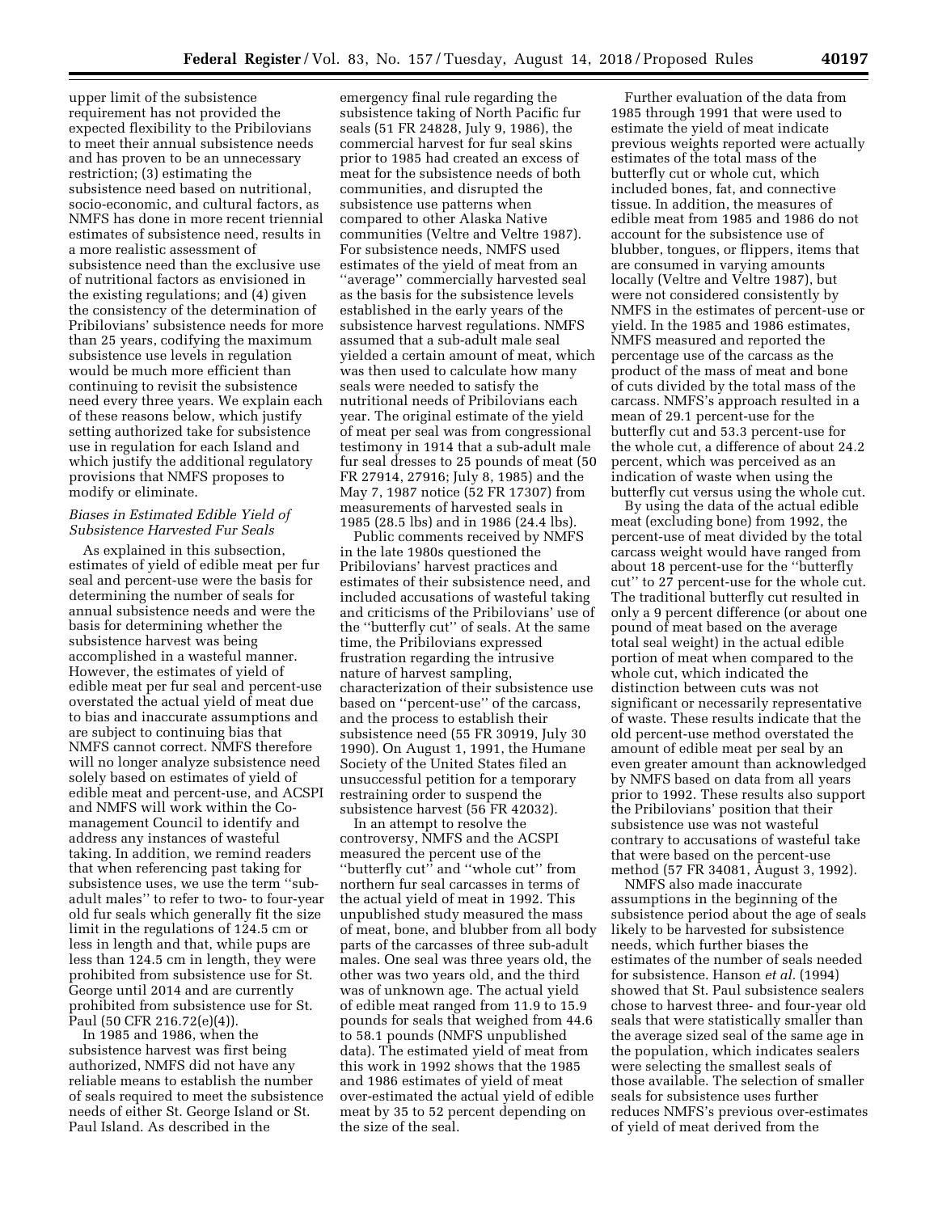upper limit of the subsistence requirement has not provided the expected flexibility to the Pribilovians to meet their annual subsistence needs and has proven to be an unnecessary restriction; (3) estimating the subsistence need based on nutritional, socio-economic, and cultural factors, as NMFS has done in more recent triennial estimates of subsistence need, results in a more realistic assessment of subsistence need than the exclusive use of nutritional factors as envisioned in the existing regulations; and (4) given the consistency of the determination of Pribilovians' subsistence needs for more than 25 years, codifying the maximum subsistence use levels in regulation would be much more efficient than continuing to revisit the subsistence need every three years. We explain each of these reasons below, which justify setting authorized take for subsistence use in regulation for each Island and which justify the additional regulatory provisions that NMFS proposes to modify or eliminate.

### *Biases in Estimated Edible Yield of Subsistence Harvested Fur Seals*

As explained in this subsection, estimates of yield of edible meat per fur seal and percent-use were the basis for determining the number of seals for annual subsistence needs and were the basis for determining whether the subsistence harvest was being accomplished in a wasteful manner. However, the estimates of yield of edible meat per fur seal and percent-use overstated the actual yield of meat due to bias and inaccurate assumptions and are subject to continuing bias that NMFS cannot correct. NMFS therefore will no longer analyze subsistence need solely based on estimates of yield of edible meat and percent-use, and ACSPI and NMFS will work within the Co-management Council to identify and address any instances of wasteful taking. In addition, we remind readers that when referencing past taking for subsistence uses, we use the term ''sub-adult males'' to refer to two- to four-year old fur seals which generally fit the size limit in the regulations of 124.5 cm or less in length and that, while pups are less than 124.5 cm in length, they were prohibited from subsistence use for St. George until 2014 and are currently prohibited from subsistence use for St. Paul (50 CFR 216.72(e)(4)).

In 1985 and 1986, when the subsistence harvest was first being authorized, NMFS did not have any reliable means to establish the number of seals required to meet the subsistence needs of either St. George Island or St. Paul Island. As described in the emergency final rule regarding the subsistence taking of North Pacific fur seals (51 FR 24828, July 9, 1986), the commercial harvest for fur seal skins prior to 1985 had created an excess of meat for the subsistence needs of both communities, and disrupted the subsistence use patterns when compared to other Alaska Native communities (Veltre and Veltre 1987). For subsistence needs, NMFS used estimates of the yield of meat from an ''average'' commercially harvested seal as the basis for the subsistence levels established in the early years of the subsistence harvest regulations. NMFS assumed that a sub-adult male seal yielded a certain amount of meat, which was then used to calculate how many seals were needed to satisfy the nutritional needs of Pribilovians each year. The original estimate of the yield of meat per seal was from congressional testimony in 1914 that a sub-adult male fur seal dresses to 25 pounds of meat (50 FR 27914, 27916; July 8, 1985) and the May 7, 1987 notice (52 FR 17307) from measurements of harvested seals in 1985 (28.5 lbs) and in 1986 (24.4 lbs).

Public comments received by NMFS in the late 1980s questioned the Pribilovians' harvest practices and estimates of their subsistence need, and included accusations of wasteful taking and criticisms of the Pribilovians' use of the ''butterfly cut'' of seals. At the same time, the Pribilovians expressed frustration regarding the intrusive nature of harvest sampling, characterization of their subsistence use based on ''percent-use'' of the carcass, and the process to establish their subsistence need (55 FR 30919, July 30 1990). On August 1, 1991, the Humane Society of the United States filed an unsuccessful petition for a temporary restraining order to suspend the subsistence harvest (56 FR 42032).

In an attempt to resolve the controversy, NMFS and the ACSPI measured the percent use of the ''butterfly cut'' and ''whole cut'' from northern fur seal carcasses in terms of the actual yield of meat in 1992. This unpublished study measured the mass of meat, bone, and blubber from all body parts of the carcasses of three sub-adult males. One seal was three years old, the other was two years old, and the third was of unknown age. The actual yield of edible meat ranged from 11.9 to 15.9 pounds for seals that weighed from 44.6 to 58.1 pounds (NMFS unpublished data). The estimated yield of meat from this work in 1992 shows that the 1985 and 1986 estimates of yield of meat over-estimated the actual yield of edible meat by 35 to 52 percent depending on the size of the seal.

Further evaluation of the data from 1985 through 1991 that were used to estimate the yield of meat indicate previous weights reported were actually estimates of the total mass of the butterfly cut or whole cut, which included bones, fat, and connective tissue. In addition, the measures of edible meat from 1985 and 1986 do not account for the subsistence use of blubber, tongues, or flippers, items that are consumed in varying amounts locally (Veltre and Veltre 1987), but were not considered consistently by NMFS in the estimates of percent-use or yield. In the 1985 and 1986 estimates, NMFS measured and reported the percentage use of the carcass as the product of the mass of meat and bone of cuts divided by the total mass of the carcass. NMFS's approach resulted in a mean of 29.1 percent-use for the butterfly cut and 53.3 percent-use for the whole cut, a difference of about 24.2 percent, which was perceived as an indication of waste when using the butterfly cut versus using the whole cut.

By using the data of the actual edible meat (excluding bone) from 1992, the percent-use of meat divided by the total carcass weight would have ranged from about 18 percent-use for the ''butterfly cut'' to 27 percent-use for the whole cut. The traditional butterfly cut resulted in only a 9 percent difference (or about one pound of meat based on the average total seal weight) in the actual edible portion of meat when compared to the whole cut, which indicated the distinction between cuts was not significant or necessarily representative of waste. These results indicate that the old percent-use method overstated the amount of edible meat per seal by an even greater amount than acknowledged by NMFS based on data from all years prior to 1992. These results also support the Pribilovians' position that their subsistence use was not wasteful contrary to accusations of wasteful take that were based on the percent-use method (57 FR 34081, August 3, 1992).

NMFS also made inaccurate assumptions in the beginning of the subsistence period about the age of seals likely to be harvested for subsistence needs, which further biases the estimates of the number of seals needed for subsistence. Hanson *et al.* (1994) showed that St. Paul subsistence sealers chose to harvest three- and four-year old seals that were statistically smaller than the average sized seal of the same age in the population, which indicates sealers were selecting the smallest seals of those available. The selection of smaller seals for subsistence uses further reduces NMFS's previous over-estimates of yield of meat derived from the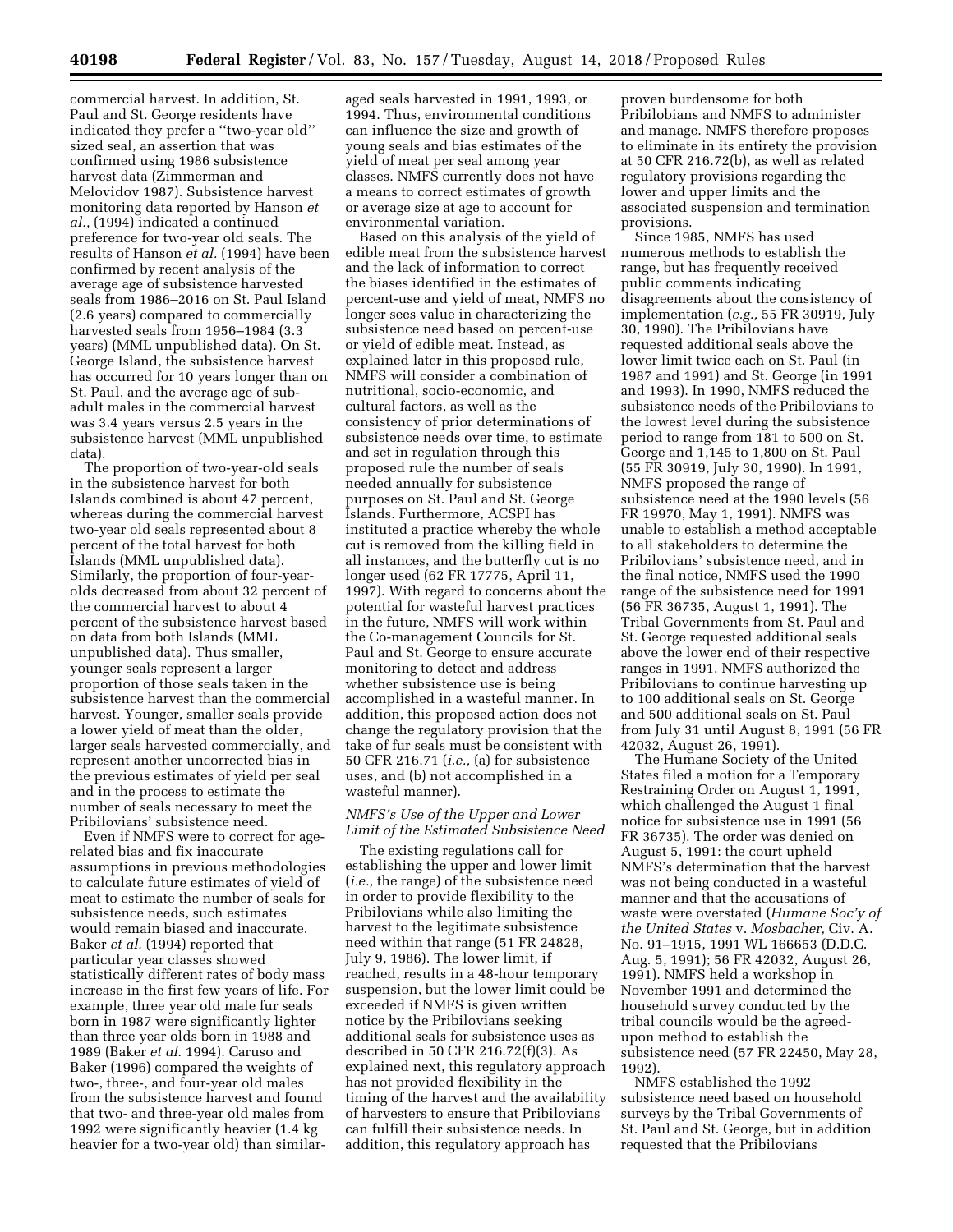commercial harvest. In addition, St. Paul and St. George residents have indicated they prefer a ''two-year old'' sized seal, an assertion that was confirmed using 1986 subsistence harvest data (Zimmerman and Melovidov 1987). Subsistence harvest monitoring data reported by Hanson *et al.,* (1994) indicated a continued preference for two-year old seals. The results of Hanson *et al.* (1994) have been confirmed by recent analysis of the average age of subsistence harvested seals from 1986–2016 on St. Paul Island (2.6 years) compared to commercially harvested seals from 1956–1984 (3.3 years) (MML unpublished data). On St. George Island, the subsistence harvest has occurred for 10 years longer than on St. Paul, and the average age of sub-adult males in the commercial harvest was 3.4 years versus 2.5 years in the subsistence harvest (MML unpublished data).

The proportion of two-year-old seals in the subsistence harvest for both Islands combined is about 47 percent, whereas during the commercial harvest two-year old seals represented about 8 percent of the total harvest for both Islands (MML unpublished data). Similarly, the proportion of four-year-olds decreased from about 32 percent of the commercial harvest to about 4 percent of the subsistence harvest based on data from both Islands (MML unpublished data). Thus smaller, younger seals represent a larger proportion of those seals taken in the subsistence harvest than the commercial harvest. Younger, smaller seals provide a lower yield of meat than the older, larger seals harvested commercially, and represent another uncorrected bias in the previous estimates of yield per seal and in the process to estimate the number of seals necessary to meet the Pribilovians' subsistence need.

Even if NMFS were to correct for age-related bias and fix inaccurate assumptions in previous methodologies to calculate future estimates of yield of meat to estimate the number of seals for subsistence needs, such estimates would remain biased and inaccurate. Baker *et al.* (1994) reported that particular year classes showed statistically different rates of body mass increase in the first few years of life. For example, three year old male fur seals born in 1987 were significantly lighter than three year olds born in 1988 and 1989 (Baker *et al.* 1994). Caruso and Baker (1996) compared the weights of two-, three-, and four-year old males from the subsistence harvest and found that two- and three-year old males from 1992 were significantly heavier (1.4 kg heavier for a two-year old) than similar-aged seals harvested in 1991, 1993, or 1994. Thus, environmental conditions can influence the size and growth of young seals and bias estimates of the yield of meat per seal among year classes. NMFS currently does not have a means to correct estimates of growth or average size at age to account for environmental variation.

Based on this analysis of the yield of edible meat from the subsistence harvest and the lack of information to correct the biases identified in the estimates of percent-use and yield of meat, NMFS no longer sees value in characterizing the subsistence need based on percent-use or yield of edible meat. Instead, as explained later in this proposed rule, NMFS will consider a combination of nutritional, socio-economic, and cultural factors, as well as the consistency of prior determinations of subsistence needs over time, to estimate and set in regulation through this proposed rule the number of seals needed annually for subsistence purposes on St. Paul and St. George Islands. Furthermore, ACSPI has instituted a practice whereby the whole cut is removed from the killing field in all instances, and the butterfly cut is no longer used (62 FR 17775, April 11, 1997). With regard to concerns about the potential for wasteful harvest practices in the future, NMFS will work within the Co-management Councils for St. Paul and St. George to ensure accurate monitoring to detect and address whether subsistence use is being accomplished in a wasteful manner. In addition, this proposed action does not change the regulatory provision that the take of fur seals must be consistent with 50 CFR 216.71 (*i.e.,* (a) for subsistence uses, and (b) not accomplished in a wasteful manner).

*NMFS's Use of the Upper and Lower Limit of the Estimated Subsistence Need*

The existing regulations call for establishing the upper and lower limit (*i.e.,* the range) of the subsistence need in order to provide flexibility to the Pribilovians while also limiting the harvest to the legitimate subsistence need within that range (51 FR 24828, July 9, 1986). The lower limit, if reached, results in a 48-hour temporary suspension, but the lower limit could be exceeded if NMFS is given written notice by the Pribilovians seeking additional seals for subsistence uses as described in 50 CFR 216.72(f)(3). As explained next, this regulatory approach has not provided flexibility in the timing of the harvest and the availability of harvesters to ensure that Pribilovians can fulfill their subsistence needs. In addition, this regulatory approach has proven burdensome for both Pribilobians and NMFS to administer and manage. NMFS therefore proposes to eliminate in its entirety the provision at 50 CFR 216.72(b), as well as related regulatory provisions regarding the lower and upper limits and the associated suspension and termination provisions.

Since 1985, NMFS has used numerous methods to establish the range, but has frequently received public comments indicating disagreements about the consistency of implementation (*e.g.,* 55 FR 30919, July 30, 1990). The Pribilovians have requested additional seals above the lower limit twice each on St. Paul (in 1987 and 1991) and St. George (in 1991 and 1993). In 1990, NMFS reduced the subsistence needs of the Pribilovians to the lowest level during the subsistence period to range from 181 to 500 on St. George and 1,145 to 1,800 on St. Paul (55 FR 30919, July 30, 1990). In 1991, NMFS proposed the range of subsistence need at the 1990 levels (56 FR 19970, May 1, 1991). NMFS was unable to establish a method acceptable to all stakeholders to determine the Pribilovians' subsistence need, and in the final notice, NMFS used the 1990 range of the subsistence need for 1991 (56 FR 36735, August 1, 1991). The Tribal Governments from St. Paul and St. George requested additional seals above the lower end of their respective ranges in 1991. NMFS authorized the Pribilovians to continue harvesting up to 100 additional seals on St. George and 500 additional seals on St. Paul from July 31 until August 8, 1991 (56 FR 42032, August 26, 1991).

The Humane Society of the United States filed a motion for a Temporary Restraining Order on August 1, 1991, which challenged the August 1 final notice for subsistence use in 1991 (56 FR 36735). The order was denied on August 5, 1991: the court upheld NMFS's determination that the harvest was not being conducted in a wasteful manner and that the accusations of waste were overstated (*Humane Soc'y of the United States* v. *Mosbacher,* Civ. A. No. 91–1915, 1991 WL 166653 (D.D.C. Aug. 5, 1991); 56 FR 42032, August 26, 1991). NMFS held a workshop in November 1991 and determined the household survey conducted by the tribal councils would be the agreed-upon method to establish the subsistence need (57 FR 22450, May 28, 1992).

NMFS established the 1992 subsistence need based on household surveys by the Tribal Governments of St. Paul and St. George, but in addition requested that the Pribilovians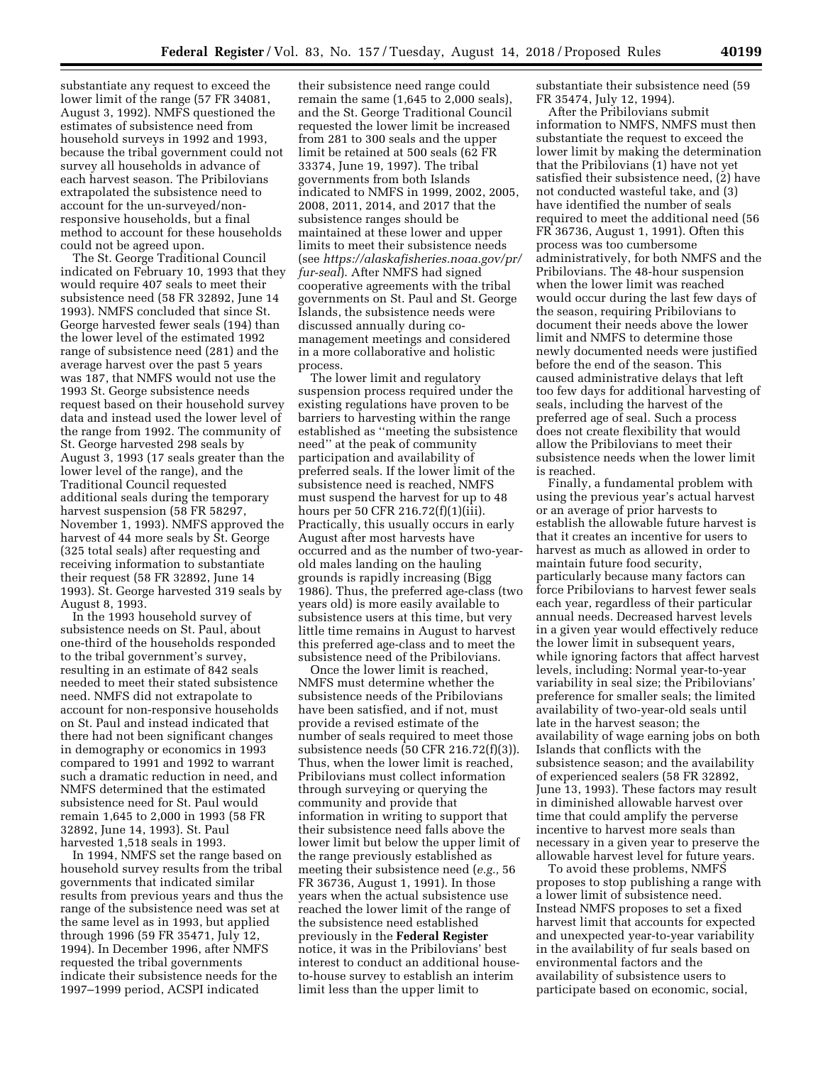substantiate any request to exceed the lower limit of the range (57 FR 34081, August 3, 1992). NMFS questioned the estimates of subsistence need from household surveys in 1992 and 1993, because the tribal government could not survey all households in advance of each harvest season. The Pribilovians extrapolated the subsistence need to account for the un-surveyed/non-responsive households, but a final method to account for these households could not be agreed upon.

The St. George Traditional Council indicated on February 10, 1993 that they would require 407 seals to meet their subsistence need (58 FR 32892, June 14 1993). NMFS concluded that since St. George harvested fewer seals (194) than the lower level of the estimated 1992 range of subsistence need (281) and the average harvest over the past 5 years was 187, that NMFS would not use the 1993 St. George subsistence needs request based on their household survey data and instead used the lower level of the range from 1992. The community of St. George harvested 298 seals by August 3, 1993 (17 seals greater than the lower level of the range), and the Traditional Council requested additional seals during the temporary harvest suspension (58 FR 58297, November 1, 1993). NMFS approved the harvest of 44 more seals by St. George (325 total seals) after requesting and receiving information to substantiate their request (58 FR 32892, June 14 1993). St. George harvested 319 seals by August 8, 1993.

In the 1993 household survey of subsistence needs on St. Paul, about one-third of the households responded to the tribal government's survey, resulting in an estimate of 842 seals needed to meet their stated subsistence need. NMFS did not extrapolate to account for non-responsive households on St. Paul and instead indicated that there had not been significant changes in demography or economics in 1993 compared to 1991 and 1992 to warrant such a dramatic reduction in need, and NMFS determined that the estimated subsistence need for St. Paul would remain 1,645 to 2,000 in 1993 (58 FR 32892, June 14, 1993). St. Paul harvested 1,518 seals in 1993.

In 1994, NMFS set the range based on household survey results from the tribal governments that indicated similar results from previous years and thus the range of the subsistence need was set at the same level as in 1993, but applied through 1996 (59 FR 35471, July 12, 1994). In December 1996, after NMFS requested the tribal governments indicate their subsistence needs for the 1997–1999 period, ACSPI indicated their subsistence need range could remain the same (1,645 to 2,000 seals), and the St. George Traditional Council requested the lower limit be increased from 281 to 300 seals and the upper limit be retained at 500 seals (62 FR 33374, June 19, 1997). The tribal governments from both Islands indicated to NMFS in 1999, 2002, 2005, 2008, 2011, 2014, and 2017 that the subsistence ranges should be maintained at these lower and upper limits to meet their subsistence needs (see *https://alaskafisheries.noaa.gov/pr/fur-seal*). After NMFS had signed cooperative agreements with the tribal governments on St. Paul and St. George Islands, the subsistence needs were discussed annually during co-management meetings and considered in a more collaborative and holistic process.

The lower limit and regulatory suspension process required under the existing regulations have proven to be barriers to harvesting within the range established as "meeting the subsistence need" at the peak of community participation and availability of preferred seals. If the lower limit of the subsistence need is reached, NMFS must suspend the harvest for up to 48 hours per 50 CFR 216.72(f)(1)(iii). Practically, this usually occurs in early August after most harvests have occurred and as the number of two-year-old males landing on the hauling grounds is rapidly increasing (Bigg 1986). Thus, the preferred age-class (two years old) is more easily available to subsistence users at this time, but very little time remains in August to harvest this preferred age-class and to meet the subsistence need of the Pribilovians.

Once the lower limit is reached, NMFS must determine whether the subsistence needs of the Pribilovians have been satisfied, and if not, must provide a revised estimate of the number of seals required to meet those subsistence needs (50 CFR 216.72(f)(3)). Thus, when the lower limit is reached, Pribilovians must collect information through surveying or querying the community and provide that information in writing to support that their subsistence need falls above the lower limit but below the upper limit of the range previously established as meeting their subsistence need (*e.g.,* 56 FR 36736, August 1, 1991). In those years when the actual subsistence use reached the lower limit of the range of the subsistence need established previously in the **Federal Register** notice, it was in the Pribilovians' best interest to conduct an additional house-to-house survey to establish an interim limit less than the upper limit to substantiate their subsistence need (59 FR 35474, July 12, 1994).

After the Pribilovians submit information to NMFS, NMFS must then substantiate the request to exceed the lower limit by making the determination that the Pribilovians (1) have not yet satisfied their subsistence need, (2) have not conducted wasteful take, and (3) have identified the number of seals required to meet the additional need (56 FR 36736, August 1, 1991). Often this process was too cumbersome administratively, for both NMFS and the Pribilovians. The 48-hour suspension when the lower limit was reached would occur during the last few days of the season, requiring Pribilovians to document their needs above the lower limit and NMFS to determine those newly documented needs were justified before the end of the season. This caused administrative delays that left too few days for additional harvesting of seals, including the harvest of the preferred age of seal. Such a process does not create flexibility that would allow the Pribilovians to meet their subsistence needs when the lower limit is reached.

Finally, a fundamental problem with using the previous year's actual harvest or an average of prior harvests to establish the allowable future harvest is that it creates an incentive for users to harvest as much as allowed in order to maintain future food security, particularly because many factors can force Pribilovians to harvest fewer seals each year, regardless of their particular annual needs. Decreased harvest levels in a given year would effectively reduce the lower limit in subsequent years, while ignoring factors that affect harvest levels, including: Normal year-to-year variability in seal size; the Pribilovians' preference for smaller seals; the limited availability of two-year-old seals until late in the harvest season; the availability of wage earning jobs on both Islands that conflicts with the subsistence season; and the availability of experienced sealers (58 FR 32892, June 13, 1993). These factors may result in diminished allowable harvest over time that could amplify the perverse incentive to harvest more seals than necessary in a given year to preserve the allowable harvest level for future years.

To avoid these problems, NMFS proposes to stop publishing a range with a lower limit of subsistence need. Instead NMFS proposes to set a fixed harvest limit that accounts for expected and unexpected year-to-year variability in the availability of fur seals based on environmental factors and the availability of subsistence users to participate based on economic, social,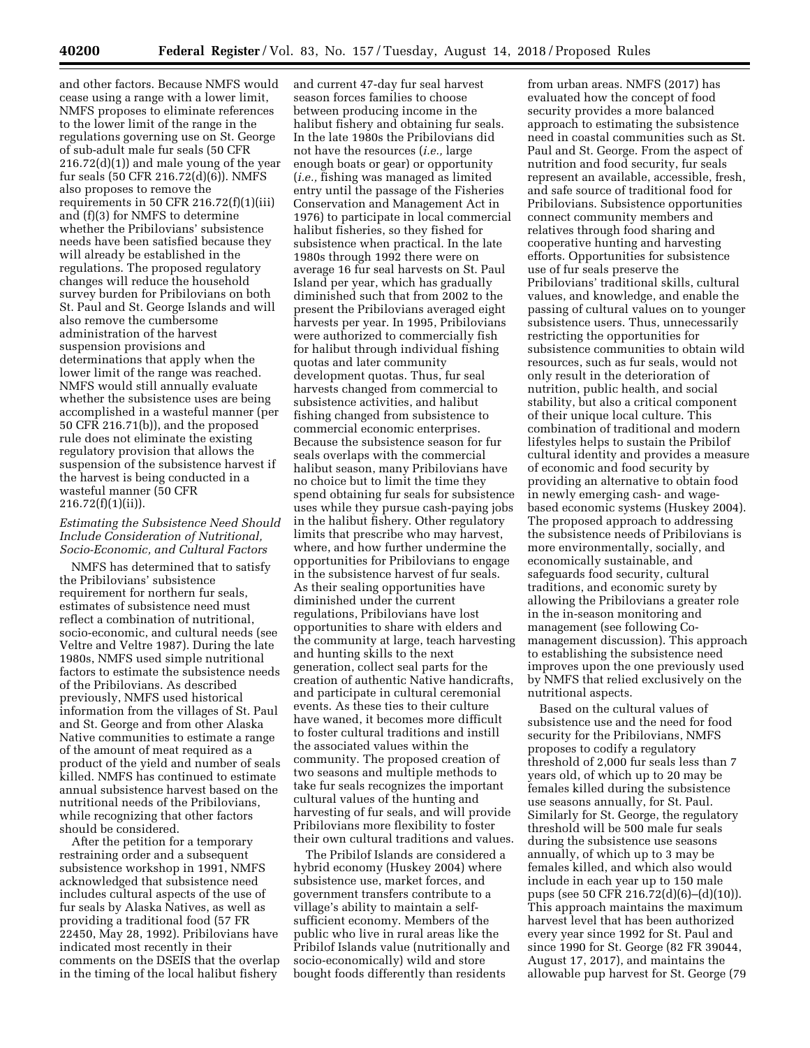and other factors. Because NMFS would cease using a range with a lower limit, NMFS proposes to eliminate references to the lower limit of the range in the regulations governing use on St. George of sub-adult male fur seals (50 CFR 216.72(d)(1)) and male young of the year fur seals (50 CFR 216.72(d)(6)). NMFS also proposes to remove the requirements in 50 CFR 216.72(f)(1)(iii) and (f)(3) for NMFS to determine whether the Pribilovians' subsistence needs have been satisfied because they will already be established in the regulations. The proposed regulatory changes will reduce the household survey burden for Pribilovians on both St. Paul and St. George Islands and will also remove the cumbersome administration of the harvest suspension provisions and determinations that apply when the lower limit of the range was reached. NMFS would still annually evaluate whether the subsistence uses are being accomplished in a wasteful manner (per 50 CFR 216.71(b)), and the proposed rule does not eliminate the existing regulatory provision that allows the suspension of the subsistence harvest if the harvest is being conducted in a wasteful manner (50 CFR 216.72(f)(1)(ii)).

*Estimating the Subsistence Need Should Include Consideration of Nutritional, Socio-Economic, and Cultural Factors*

NMFS has determined that to satisfy the Pribilovians' subsistence requirement for northern fur seals, estimates of subsistence need must reflect a combination of nutritional, socio-economic, and cultural needs (see Veltre and Veltre 1987). During the late 1980s, NMFS used simple nutritional factors to estimate the subsistence needs of the Pribilovians. As described previously, NMFS used historical information from the villages of St. Paul and St. George and from other Alaska Native communities to estimate a range of the amount of meat required as a product of the yield and number of seals killed. NMFS has continued to estimate annual subsistence harvest based on the nutritional needs of the Pribilovians, while recognizing that other factors should be considered.

After the petition for a temporary restraining order and a subsequent subsistence workshop in 1991, NMFS acknowledged that subsistence need includes cultural aspects of the use of fur seals by Alaska Natives, as well as providing a traditional food (57 FR 22450, May 28, 1992). Pribilovians have indicated most recently in their comments on the DSEIS that the overlap in the timing of the local halibut fishery and current 47-day fur seal harvest season forces families to choose between producing income in the halibut fishery and obtaining fur seals. In the late 1980s the Pribilovians did not have the resources (*i.e.,* large enough boats or gear) or opportunity (*i.e.,* fishing was managed as limited entry until the passage of the Fisheries Conservation and Management Act in 1976) to participate in local commercial halibut fisheries, so they fished for subsistence when practical. In the late 1980s through 1992 there were on average 16 fur seal harvests on St. Paul Island per year, which has gradually diminished such that from 2002 to the present the Pribilovians averaged eight harvests per year. In 1995, Pribilovians were authorized to commercially fish for halibut through individual fishing quotas and later community development quotas. Thus, fur seal harvests changed from commercial to subsistence activities, and halibut fishing changed from subsistence to commercial economic enterprises. Because the subsistence season for fur seals overlaps with the commercial halibut season, many Pribilovians have no choice but to limit the time they spend obtaining fur seals for subsistence uses while they pursue cash-paying jobs in the halibut fishery. Other regulatory limits that prescribe who may harvest, where, and how further undermine the opportunities for Pribilovians to engage in the subsistence harvest of fur seals. As their sealing opportunities have diminished under the current regulations, Pribilovians have lost opportunities to share with elders and the community at large, teach harvesting and hunting skills to the next generation, collect seal parts for the creation of authentic Native handicrafts, and participate in cultural ceremonial events. As these ties to their culture have waned, it becomes more difficult to foster cultural traditions and instill the associated values within the community. The proposed creation of two seasons and multiple methods to take fur seals recognizes the important cultural values of the hunting and harvesting of fur seals, and will provide Pribilovians more flexibility to foster their own cultural traditions and values.

The Pribilof Islands are considered a hybrid economy (Huskey 2004) where subsistence use, market forces, and government transfers contribute to a village's ability to maintain a self-sufficient economy. Members of the public who live in rural areas like the Pribilof Islands value (nutritionally and socio-economically) wild and store bought foods differently than residents from urban areas. NMFS (2017) has evaluated how the concept of food security provides a more balanced approach to estimating the subsistence need in coastal communities such as St. Paul and St. George. From the aspect of nutrition and food security, fur seals represent an available, accessible, fresh, and safe source of traditional food for Pribilovians. Subsistence opportunities connect community members and relatives through food sharing and cooperative hunting and harvesting efforts. Opportunities for subsistence use of fur seals preserve the Pribilovians' traditional skills, cultural values, and knowledge, and enable the passing of cultural values on to younger subsistence users. Thus, unnecessarily restricting the opportunities for subsistence communities to obtain wild resources, such as fur seals, would not only result in the deterioration of nutrition, public health, and social stability, but also a critical component of their unique local culture. This combination of traditional and modern lifestyles helps to sustain the Pribilof cultural identity and provides a measure of economic and food security by providing an alternative to obtain food in newly emerging cash- and wage-based economic systems (Huskey 2004). The proposed approach to addressing the subsistence needs of Pribilovians is more environmentally, socially, and economically sustainable, and safeguards food security, cultural traditions, and economic surety by allowing the Pribilovians a greater role in the in-season monitoring and management (see following Co-management discussion). This approach to establishing the subsistence need improves upon the one previously used by NMFS that relied exclusively on the nutritional aspects.

Based on the cultural values of subsistence use and the need for food security for the Pribilovians, NMFS proposes to codify a regulatory threshold of 2,000 fur seals less than 7 years old, of which up to 20 may be females killed during the subsistence use seasons annually, for St. Paul. Similarly for St. George, the regulatory threshold will be 500 male fur seals during the subsistence use seasons annually, of which up to 3 may be females killed, and which also would include in each year up to 150 male pups (see 50 CFR 216.72(d)(6)–(d)(10)). This approach maintains the maximum harvest level that has been authorized every year since 1992 for St. Paul and since 1990 for St. George (82 FR 39044, August 17, 2017), and maintains the allowable pup harvest for St. George (79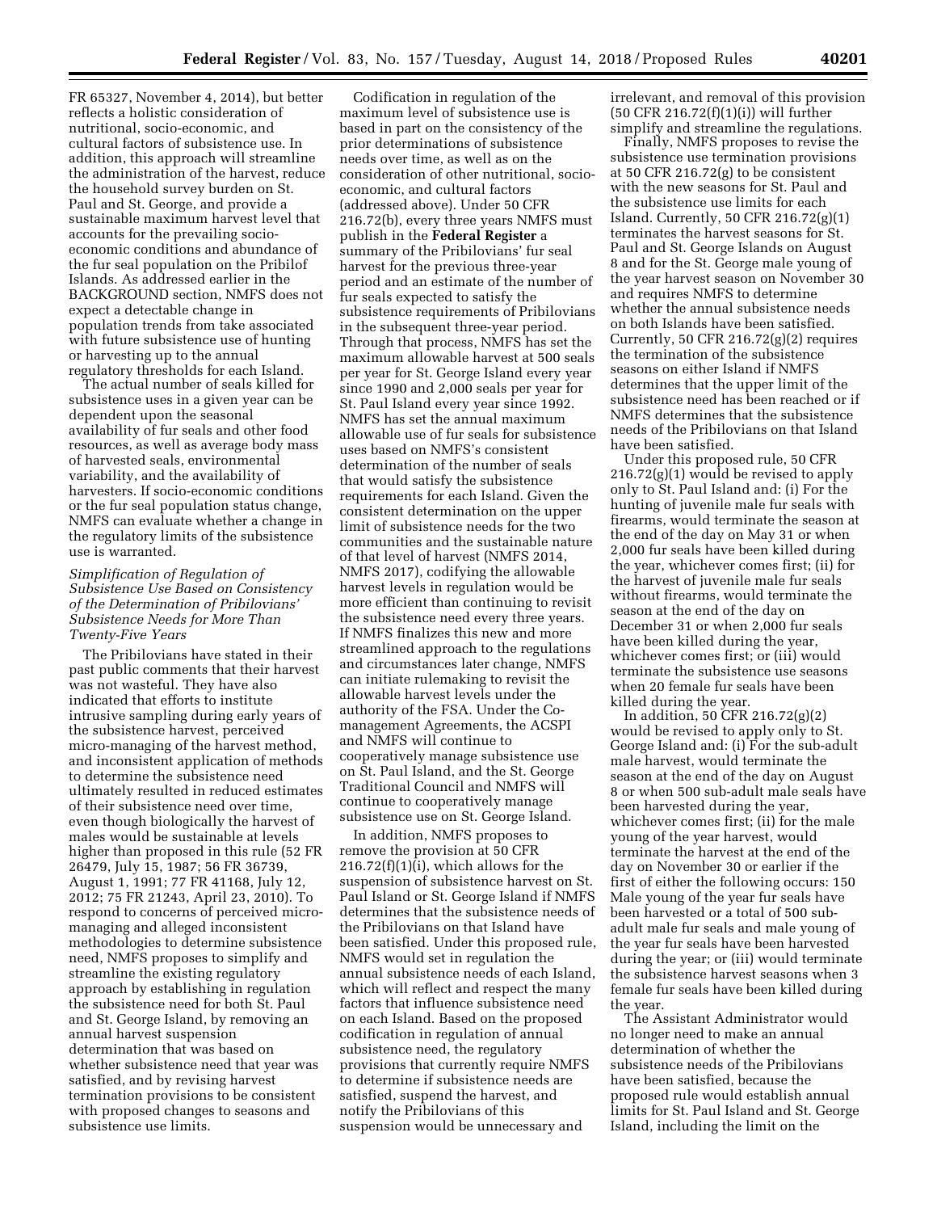FR 65327, November 4, 2014), but better reflects a holistic consideration of nutritional, socio-economic, and cultural factors of subsistence use. In addition, this approach will streamline the administration of the harvest, reduce the household survey burden on St. Paul and St. George, and provide a sustainable maximum harvest level that accounts for the prevailing socio-economic conditions and abundance of the fur seal population on the Pribilof Islands. As addressed earlier in the BACKGROUND section, NMFS does not expect a detectable change in population trends from take associated with future subsistence use of hunting or harvesting up to the annual regulatory thresholds for each Island.

The actual number of seals killed for subsistence uses in a given year can be dependent upon the seasonal availability of fur seals and other food resources, as well as average body mass of harvested seals, environmental variability, and the availability of harvesters. If socio-economic conditions or the fur seal population status change, NMFS can evaluate whether a change in the regulatory limits of the subsistence use is warranted.

*Simplification of Regulation of Subsistence Use Based on Consistency of the Determination of Pribilovians' Subsistence Needs for More Than Twenty-Five Years*

The Pribilovians have stated in their past public comments that their harvest was not wasteful. They have also indicated that efforts to institute intrusive sampling during early years of the subsistence harvest, perceived micro-managing of the harvest method, and inconsistent application of methods to determine the subsistence need ultimately resulted in reduced estimates of their subsistence need over time, even though biologically the harvest of males would be sustainable at levels higher than proposed in this rule (52 FR 26479, July 15, 1987; 56 FR 36739, August 1, 1991; 77 FR 41168, July 12, 2012; 75 FR 21243, April 23, 2010). To respond to concerns of perceived micro-managing and alleged inconsistent methodologies to determine subsistence need, NMFS proposes to simplify and streamline the existing regulatory approach by establishing in regulation the subsistence need for both St. Paul and St. George Island, by removing an annual harvest suspension determination that was based on whether subsistence need that year was satisfied, and by revising harvest termination provisions to be consistent with proposed changes to seasons and subsistence use limits.

Codification in regulation of the maximum level of subsistence use is based in part on the consistency of the prior determinations of subsistence needs over time, as well as on the consideration of other nutritional, socio-economic, and cultural factors (addressed above). Under 50 CFR 216.72(b), every three years NMFS must publish in the **Federal Register** a summary of the Pribilovians' fur seal harvest for the previous three-year period and an estimate of the number of fur seals expected to satisfy the subsistence requirements of Pribilovians in the subsequent three-year period. Through that process, NMFS has set the maximum allowable harvest at 500 seals per year for St. George Island every year since 1990 and 2,000 seals per year for St. Paul Island every year since 1992. NMFS has set the annual maximum allowable use of fur seals for subsistence uses based on NMFS's consistent determination of the number of seals that would satisfy the subsistence requirements for each Island. Given the consistent determination on the upper limit of subsistence needs for the two communities and the sustainable nature of that level of harvest (NMFS 2014, NMFS 2017), codifying the allowable harvest levels in regulation would be more efficient than continuing to revisit the subsistence need every three years. If NMFS finalizes this new and more streamlined approach to the regulations and circumstances later change, NMFS can initiate rulemaking to revisit the allowable harvest levels under the authority of the FSA. Under the Co-management Agreements, the ACSPI and NMFS will continue to cooperatively manage subsistence use on St. Paul Island, and the St. George Traditional Council and NMFS will continue to cooperatively manage subsistence use on St. George Island.

In addition, NMFS proposes to remove the provision at 50 CFR 216.72(f)(1)(i), which allows for the suspension of subsistence harvest on St. Paul Island or St. George Island if NMFS determines that the subsistence needs of the Pribilovians on that Island have been satisfied. Under this proposed rule, NMFS would set in regulation the annual subsistence needs of each Island, which will reflect and respect the many factors that influence subsistence need on each Island. Based on the proposed codification in regulation of annual subsistence need, the regulatory provisions that currently require NMFS to determine if subsistence needs are satisfied, suspend the harvest, and notify the Pribilovians of this suspension would be unnecessary and irrelevant, and removal of this provision (50 CFR 216.72(f)(1)(i)) will further simplify and streamline the regulations.

Finally, NMFS proposes to revise the subsistence use termination provisions at 50 CFR 216.72(g) to be consistent with the new seasons for St. Paul and the subsistence use limits for each Island. Currently, 50 CFR 216.72(g)(1) terminates the harvest seasons for St. Paul and St. George Islands on August 8 and for the St. George male young of the year harvest season on November 30 and requires NMFS to determine whether the annual subsistence needs on both Islands have been satisfied. Currently, 50 CFR 216.72(g)(2) requires the termination of the subsistence seasons on either Island if NMFS determines that the upper limit of the subsistence need has been reached or if NMFS determines that the subsistence needs of the Pribilovians on that Island have been satisfied.

Under this proposed rule, 50 CFR 216.72(g)(1) would be revised to apply only to St. Paul Island and: (i) For the hunting of juvenile male fur seals with firearms, would terminate the season at the end of the day on May 31 or when 2,000 fur seals have been killed during the year, whichever comes first; (ii) for the harvest of juvenile male fur seals without firearms, would terminate the season at the end of the day on December 31 or when 2,000 fur seals have been killed during the year, whichever comes first; or (iii) would terminate the subsistence use seasons when 20 female fur seals have been killed during the year.

In addition, 50 CFR 216.72(g)(2) would be revised to apply only to St. George Island and: (i) For the sub-adult male harvest, would terminate the season at the end of the day on August 8 or when 500 sub-adult male seals have been harvested during the year, whichever comes first; (ii) for the male young of the year harvest, would terminate the harvest at the end of the day on November 30 or earlier if the first of either the following occurs: 150 Male young of the year fur seals have been harvested or a total of 500 sub-adult male fur seals and male young of the year fur seals have been harvested during the year; or (iii) would terminate the subsistence harvest seasons when 3 female fur seals have been killed during the year.

The Assistant Administrator would no longer need to make an annual determination of whether the subsistence needs of the Pribilovians have been satisfied, because the proposed rule would establish annual limits for St. Paul Island and St. George Island, including the limit on the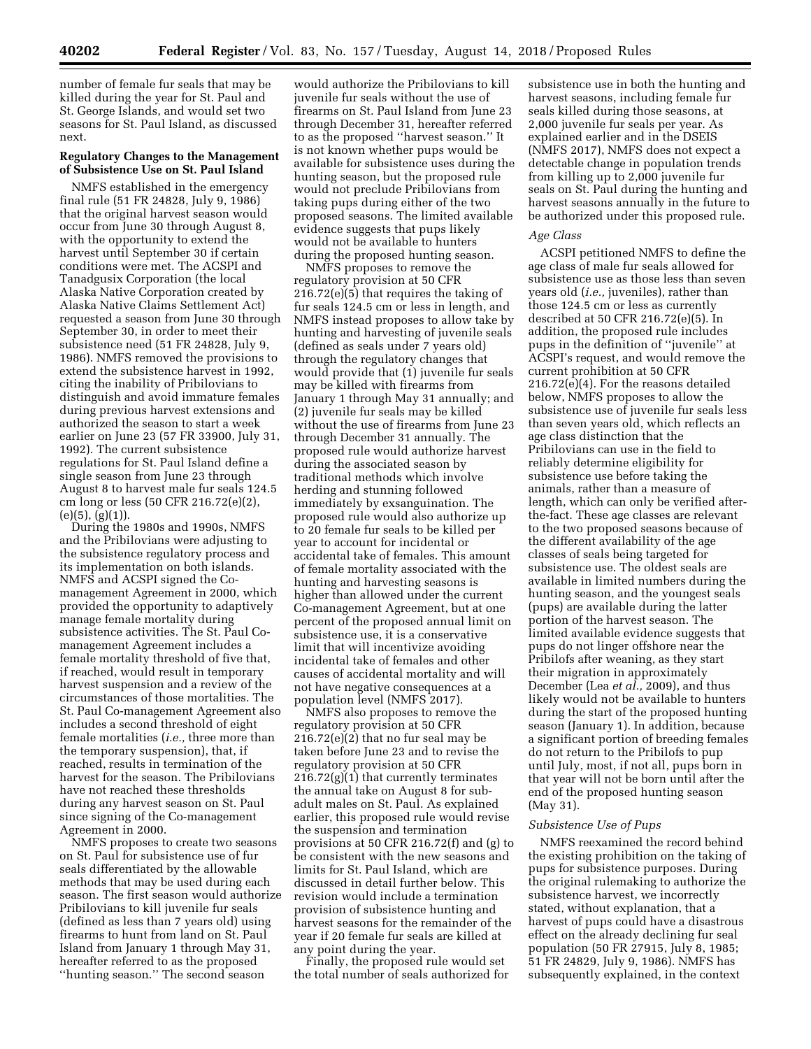number of female fur seals that may be killed during the year for St. Paul and St. George Islands, and would set two seasons for St. Paul Island, as discussed next.

**Regulatory Changes to the Management of Subsistence Use on St. Paul Island**

NMFS established in the emergency final rule (51 FR 24828, July 9, 1986) that the original harvest season would occur from June 30 through August 8, with the opportunity to extend the harvest until September 30 if certain conditions were met. The ACSPI and Tanadgusix Corporation (the local Alaska Native Corporation created by Alaska Native Claims Settlement Act) requested a season from June 30 through September 30, in order to meet their subsistence need (51 FR 24828, July 9, 1986). NMFS removed the provisions to extend the subsistence harvest in 1992, citing the inability of Pribilovians to distinguish and avoid immature females during previous harvest extensions and authorized the season to start a week earlier on June 23 (57 FR 33900, July 31, 1992). The current subsistence regulations for St. Paul Island define a single season from June 23 through August 8 to harvest male fur seals 124.5 cm long or less (50 CFR 216.72(e)(2), (e)(5), (g)(1)).

During the 1980s and 1990s, NMFS and the Pribilovians were adjusting to the subsistence regulatory process and its implementation on both islands. NMFS and ACSPI signed the Co-management Agreement in 2000, which provided the opportunity to adaptively manage female mortality during subsistence activities. The St. Paul Co-management Agreement includes a female mortality threshold of five that, if reached, would result in temporary harvest suspension and a review of the circumstances of those mortalities. The St. Paul Co-management Agreement also includes a second threshold of eight female mortalities (*i.e.,* three more than the temporary suspension), that, if reached, results in termination of the harvest for the season. The Pribilovians have not reached these thresholds during any harvest season on St. Paul since signing of the Co-management Agreement in 2000.

NMFS proposes to create two seasons on St. Paul for subsistence use of fur seals differentiated by the allowable methods that may be used during each season. The first season would authorize Pribilovians to kill juvenile fur seals (defined as less than 7 years old) using firearms to hunt from land on St. Paul Island from January 1 through May 31, hereafter referred to as the proposed "hunting season." The second season would authorize the Pribilovians to kill juvenile fur seals without the use of firearms on St. Paul Island from June 23 through December 31, hereafter referred to as the proposed "harvest season." It is not known whether pups would be available for subsistence uses during the hunting season, but the proposed rule would not preclude Pribilovians from taking pups during either of the two proposed seasons. The limited available evidence suggests that pups likely would not be available to hunters during the proposed hunting season.

NMFS proposes to remove the regulatory provision at 50 CFR 216.72(e)(5) that requires the taking of fur seals 124.5 cm or less in length, and NMFS instead proposes to allow take by hunting and harvesting of juvenile seals (defined as seals under 7 years old) through the regulatory changes that would provide that (1) juvenile fur seals may be killed with firearms from January 1 through May 31 annually; and (2) juvenile fur seals may be killed without the use of firearms from June 23 through December 31 annually. The proposed rule would authorize harvest during the associated season by traditional methods which involve herding and stunning followed immediately by exsanguination. The proposed rule would also authorize up to 20 female fur seals to be killed per year to account for incidental or accidental take of females. This amount of female mortality associated with the hunting and harvesting seasons is higher than allowed under the current Co-management Agreement, but at one percent of the proposed annual limit on subsistence use, it is a conservative limit that will incentivize avoiding incidental take of females and other causes of accidental mortality and will not have negative consequences at a population level (NMFS 2017).

NMFS also proposes to remove the regulatory provision at 50 CFR 216.72(e)(2) that no fur seal may be taken before June 23 and to revise the regulatory provision at 50 CFR 216.72(g)(1) that currently terminates the annual take on August 8 for sub-adult males on St. Paul. As explained earlier, this proposed rule would revise the suspension and termination provisions at 50 CFR 216.72(f) and (g) to be consistent with the new seasons and limits for St. Paul Island, which are discussed in detail further below. This revision would include a termination provision of subsistence hunting and harvest seasons for the remainder of the year if 20 female fur seals are killed at any point during the year.

Finally, the proposed rule would set the total number of seals authorized for subsistence use in both the hunting and harvest seasons, including female fur seals killed during those seasons, at 2,000 juvenile fur seals per year. As explained earlier and in the DSEIS (NMFS 2017), NMFS does not expect a detectable change in population trends from killing up to 2,000 juvenile fur seals on St. Paul during the hunting and harvest seasons annually in the future to be authorized under this proposed rule.

*Age Class*

ACSPI petitioned NMFS to define the age class of male fur seals allowed for subsistence use as those less than seven years old (*i.e.,* juveniles), rather than those 124.5 cm or less as currently described at 50 CFR 216.72(e)(5). In addition, the proposed rule includes pups in the definition of "juvenile" at ACSPI's request, and would remove the current prohibition at 50 CFR 216.72(e)(4). For the reasons detailed below, NMFS proposes to allow the subsistence use of juvenile fur seals less than seven years old, which reflects an age class distinction that the Pribilovians can use in the field to reliably determine eligibility for subsistence use before taking the animals, rather than a measure of length, which can only be verified after-the-fact. These age classes are relevant to the two proposed seasons because of the different availability of the age classes of seals being targeted for subsistence use. The oldest seals are available in limited numbers during the hunting season, and the youngest seals (pups) are available during the latter portion of the harvest season. The limited available evidence suggests that pups do not linger offshore near the Pribilofs after weaning, as they start their migration in approximately December (Lea *et al.,* 2009), and thus likely would not be available to hunters during the start of the proposed hunting season (January 1). In addition, because a significant portion of breeding females do not return to the Pribilofs to pup until July, most, if not all, pups born in that year will not be born until after the end of the proposed hunting season (May 31).

*Subsistence Use of Pups*

NMFS reexamined the record behind the existing prohibition on the taking of pups for subsistence purposes. During the original rulemaking to authorize the subsistence harvest, we incorrectly stated, without explanation, that a harvest of pups could have a disastrous effect on the already declining fur seal population (50 FR 27915, July 8, 1985; 51 FR 24829, July 9, 1986). NMFS has subsequently explained, in the context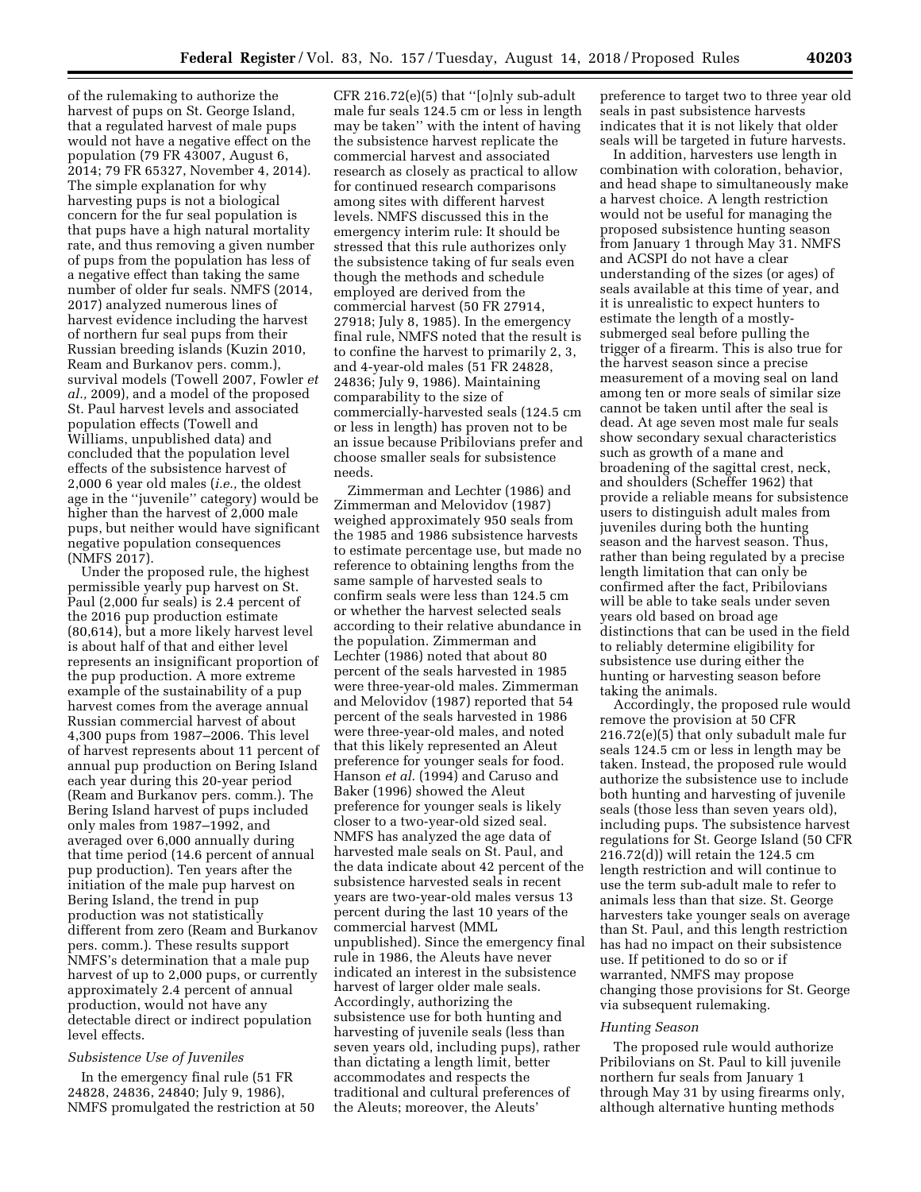of the rulemaking to authorize the harvest of pups on St. George Island, that a regulated harvest of male pups would not have a negative effect on the population (79 FR 43007, August 6, 2014; 79 FR 65327, November 4, 2014). The simple explanation for why harvesting pups is not a biological concern for the fur seal population is that pups have a high natural mortality rate, and thus removing a given number of pups from the population has less of a negative effect than taking the same number of older fur seals. NMFS (2014, 2017) analyzed numerous lines of harvest evidence including the harvest of northern fur seal pups from their Russian breeding islands (Kuzin 2010, Ream and Burkanov pers. comm.), survival models (Towell 2007, Fowler *et al.,* 2009), and a model of the proposed St. Paul harvest levels and associated population effects (Towell and Williams, unpublished data) and concluded that the population level effects of the subsistence harvest of 2,000 6 year old males (*i.e.,* the oldest age in the ''juvenile'' category) would be higher than the harvest of 2,000 male pups, but neither would have significant negative population consequences (NMFS 2017).

Under the proposed rule, the highest permissible yearly pup harvest on St. Paul (2,000 fur seals) is 2.4 percent of the 2016 pup production estimate (80,614), but a more likely harvest level is about half of that and either level represents an insignificant proportion of the pup production. A more extreme example of the sustainability of a pup harvest comes from the average annual Russian commercial harvest of about 4,300 pups from 1987–2006. This level of harvest represents about 11 percent of annual pup production on Bering Island each year during this 20-year period (Ream and Burkanov pers. comm.). The Bering Island harvest of pups included only males from 1987–1992, and averaged over 6,000 annually during that time period (14.6 percent of annual pup production). Ten years after the initiation of the male pup harvest on Bering Island, the trend in pup production was not statistically different from zero (Ream and Burkanov pers. comm.). These results support NMFS's determination that a male pup harvest of up to 2,000 pups, or currently approximately 2.4 percent of annual production, would not have any detectable direct or indirect population level effects.

*Subsistence Use of Juveniles*

In the emergency final rule (51 FR 24828, 24836, 24840; July 9, 1986), NMFS promulgated the restriction at 50 CFR 216.72(e)(5) that ''[o]nly sub-adult male fur seals 124.5 cm or less in length may be taken'' with the intent of having the subsistence harvest replicate the commercial harvest and associated research as closely as practical to allow for continued research comparisons among sites with different harvest levels. NMFS discussed this in the emergency interim rule: It should be stressed that this rule authorizes only the subsistence taking of fur seals even though the methods and schedule employed are derived from the commercial harvest (50 FR 27914, 27918; July 8, 1985). In the emergency final rule, NMFS noted that the result is to confine the harvest to primarily 2, 3, and 4-year-old males (51 FR 24828, 24836; July 9, 1986). Maintaining comparability to the size of commercially-harvested seals (124.5 cm or less in length) has proven not to be an issue because Pribilovians prefer and choose smaller seals for subsistence needs.

Zimmerman and Lechter (1986) and Zimmerman and Melovidov (1987) weighed approximately 950 seals from the 1985 and 1986 subsistence harvests to estimate percentage use, but made no reference to obtaining lengths from the same sample of harvested seals to confirm seals were less than 124.5 cm or whether the harvest selected seals according to their relative abundance in the population. Zimmerman and Lechter (1986) noted that about 80 percent of the seals harvested in 1985 were three-year-old males. Zimmerman and Melovidov (1987) reported that 54 percent of the seals harvested in 1986 were three-year-old males, and noted that this likely represented an Aleut preference for younger seals for food. Hanson *et al.* (1994) and Caruso and Baker (1996) showed the Aleut preference for younger seal is likely closer to a two-year-old sized seal. NMFS has analyzed the age data of harvested male seals on St. Paul, and the data indicate about 42 percent of the subsistence harvested seals in recent years are two-year-old males versus 13 percent during the last 10 years of the commercial harvest (MML unpublished). Since the emergency final rule in 1986, the Aleuts have never indicated an interest in the subsistence harvest of larger older male seals. Accordingly, authorizing the subsistence use for both hunting and harvesting of juvenile seals (less than seven years old, including pups), rather than dictating a length limit, better accommodates and respects the traditional and cultural preferences of the Aleuts; moreover, the Aleuts' preference to target two to three year old seals in past subsistence harvests indicates that it is not likely that older seals will be targeted in future harvests.

In addition, harvesters use length in combination with coloration, behavior, and head shape to simultaneously make a harvest choice. A length restriction would not be useful for managing the proposed subsistence hunting season from January 1 through May 31. NMFS and ACSPI do not have a clear understanding of the sizes (or ages) of seals available at this time of year, and it is unrealistic to expect hunters to estimate the length of a mostly-submerged seal before pulling the trigger of a firearm. This is also true for the harvest season since a precise measurement of a moving seal on land among ten or more seals of similar size cannot be taken until after the seal is dead. At age seven most male fur seals show secondary sexual characteristics such as growth of a mane and broadening of the sagittal crest, neck, and shoulders (Scheffer 1962) that provide a reliable means for subsistence users to distinguish adult males from juveniles during both the hunting season and the harvest season. Thus, rather than being regulated by a precise length limitation that can only be confirmed after the fact, Pribilovians will be able to take seals under seven years old based on broad age distinctions that can be used in the field to reliably determine eligibility for subsistence use during either the hunting or harvesting season before taking the animals.

Accordingly, the proposed rule would remove the provision at 50 CFR 216.72(e)(5) that only subadult male fur seals 124.5 cm or less in length may be taken. Instead, the proposed rule would authorize the subsistence use to include both hunting and harvesting of juvenile seals (those less than seven years old), including pups. The subsistence harvest regulations for St. George Island (50 CFR 216.72(d)) will retain the 124.5 cm length restriction and will continue to use the term sub-adult male to refer to animals less than that size. St. George harvesters take younger seals on average than St. Paul, and this length restriction has had no impact on their subsistence use. If petitioned to do so or if warranted, NMFS may propose changing those provisions for St. George via subsequent rulemaking.

*Hunting Season*

The proposed rule would authorize Pribilovians on St. Paul to kill juvenile northern fur seals from January 1 through May 31 by using firearms only, although alternative hunting methods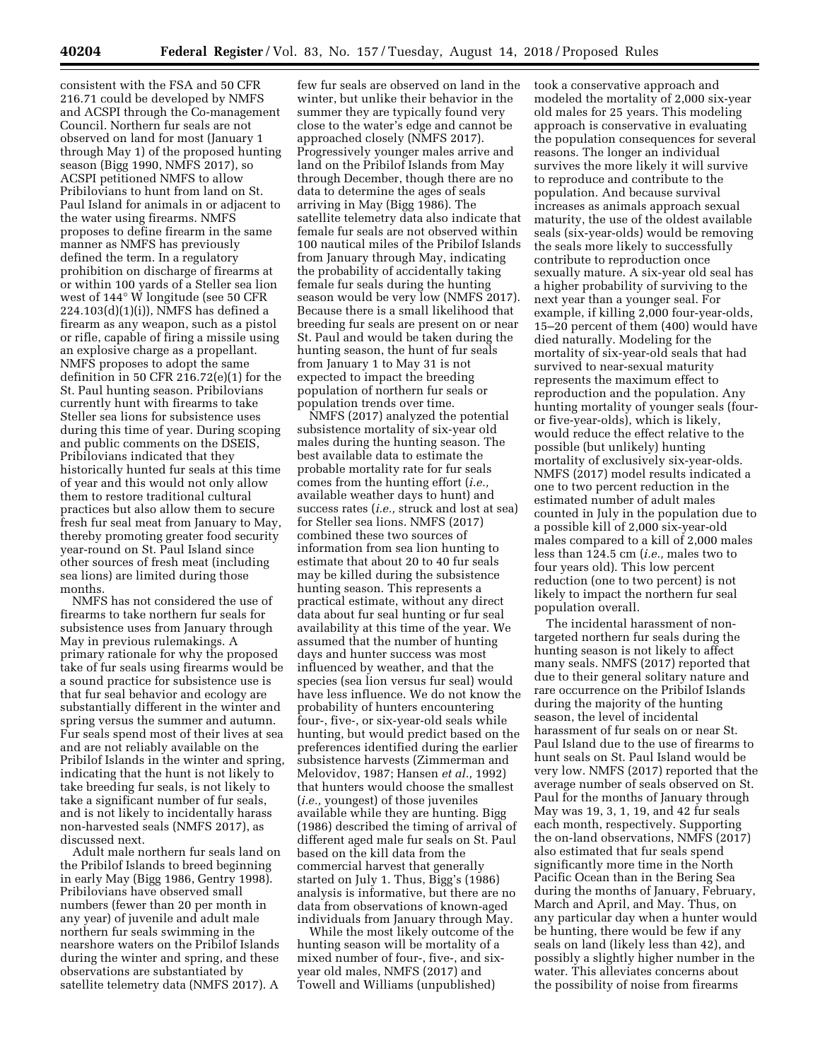consistent with the FSA and 50 CFR 216.71 could be developed by NMFS and ACSPI through the Co-management Council. Northern fur seals are not observed on land for most (January 1 through May 1) of the proposed hunting season (Bigg 1990, NMFS 2017), so ACSPI petitioned NMFS to allow Pribilovians to hunt from land on St. Paul Island for animals in or adjacent to the water using firearms. NMFS proposes to define firearm in the same manner as NMFS has previously defined the term. In a regulatory prohibition on discharge of firearms at or within 100 yards of a Steller sea lion west of 144° W longitude (see 50 CFR 224.103(d)(1)(i)), NMFS has defined a firearm as any weapon, such as a pistol or rifle, capable of firing a missile using an explosive charge as a propellant. NMFS proposes to adopt the same definition in 50 CFR 216.72(e)(1) for the St. Paul hunting season. Pribilovians currently hunt with firearms to take Steller sea lions for subsistence uses during this time of year. During scoping and public comments on the DSEIS, Pribilovians indicated that they historically hunted fur seals at this time of year and this would not only allow them to restore traditional cultural practices but also allow them to secure fresh fur seal meat from January to May, thereby promoting greater food security year-round on St. Paul Island since other sources of fresh meat (including sea lions) are limited during those months.

NMFS has not considered the use of firearms to take northern fur seals for subsistence uses from January through May in previous rulemakings. A primary rationale for why the proposed take of fur seals using firearms would be a sound practice for subsistence use is that fur seal behavior and ecology are substantially different in the winter and spring versus the summer and autumn. Fur seals spend most of their lives at sea and are not reliably available on the Pribilof Islands in the winter and spring, indicating that the hunt is not likely to take breeding fur seals, is not likely to take a significant number of fur seals, and is not likely to incidentally harass non-harvested seals (NMFS 2017), as discussed next.

Adult male northern fur seals land on the Pribilof Islands to breed beginning in early May (Bigg 1986, Gentry 1998). Pribilovians have observed small numbers (fewer than 20 per month in any year) of juvenile and adult male northern fur seals swimming in the nearshore waters on the Pribilof Islands during the winter and spring, and these observations are substantiated by satellite telemetry data (NMFS 2017). A few fur seals are observed on land in the winter, but unlike their behavior in the summer they are typically found very close to the water's edge and cannot be approached closely (NMFS 2017). Progressively younger males arrive and land on the Pribilof Islands from May through December, though there are no data to determine the ages of seals arriving in May (Bigg 1986). The satellite telemetry data also indicate that female fur seals are not observed within 100 nautical miles of the Pribilof Islands from January through May, indicating the probability of accidentally taking female fur seals during the hunting season would be very low (NMFS 2017). Because there is a small likelihood that breeding fur seals are present on or near St. Paul and would be taken during the hunting season, the hunt of fur seals from January 1 to May 31 is not expected to impact the breeding population of northern fur seals or population trends over time.

NMFS (2017) analyzed the potential subsistence mortality of six-year old males during the hunting season. The best available data to estimate the probable mortality rate for fur seals comes from the hunting effort (*i.e.,* available weather days to hunt) and success rates (*i.e.,* struck and lost at sea) for Steller sea lions. NMFS (2017) combined these two sources of information from sea lion hunting to estimate that about 20 to 40 fur seals may be killed during the subsistence hunting season. This represents a practical estimate, without any direct data about fur seal hunting or fur seal availability at this time of the year. We assumed that the number of hunting days and hunter success was most influenced by weather, and that the species (sea lion versus fur seal) would have less influence. We do not know the probability of hunters encountering four-, five-, or six-year-old seals while hunting, but would predict based on the preferences identified during the earlier subsistence harvests (Zimmerman and Melovidov, 1987; Hansen *et al.,* 1992) that hunters would choose the smallest (*i.e.,* youngest) of those juveniles available while they are hunting. Bigg (1986) described the timing of arrival of different aged male fur seals on St. Paul based on the kill data from the commercial harvest that generally started on July 1. Thus, Bigg's (1986) analysis is informative, but there are no data from observations of known-aged individuals from January through May.

While the most likely outcome of the hunting season will be mortality of a mixed number of four-, five-, and six-year old males, NMFS (2017) and Towell and Williams (unpublished) took a conservative approach and modeled the mortality of 2,000 six-year old males for 25 years. This modeling approach is conservative in evaluating the population consequences for several reasons. The longer an individual survives the more likely it will survive to reproduce and contribute to the population. And because survival increases as animals approach sexual maturity, the use of the oldest available seals (six-year-olds) would be removing the seals more likely to successfully contribute to reproduction once sexually mature. A six-year old seal has a higher probability of surviving to the next year than a younger seal. For example, if killing 2,000 four-year-olds, 15–20 percent of them (400) would have died naturally. Modeling for the mortality of six-year-old seals that had survived to near-sexual maturity represents the maximum effect to reproduction and the population. Any hunting mortality of younger seals (four- or five-year-olds), which is likely, would reduce the effect relative to the possible (but unlikely) hunting mortality of exclusively six-year-olds. NMFS (2017) model results indicated a one to two percent reduction in the estimated number of adult males counted in July in the population due to a possible kill of 2,000 six-year-old males compared to a kill of 2,000 males less than 124.5 cm (*i.e.,* males two to four years old). This low percent reduction (one to two percent) is not likely to impact the northern fur seal population overall.

The incidental harassment of non-targeted northern fur seals during the hunting season is not likely to affect many seals. NMFS (2017) reported that due to their general solitary nature and rare occurrence on the Pribilof Islands during the majority of the hunting season, the level of incidental harassment of fur seals on or near St. Paul Island due to the use of firearms to hunt seals on St. Paul Island would be very low. NMFS (2017) reported that the average number of seals observed on St. Paul for the months of January through May was 19, 3, 1, 19, and 42 fur seals each month, respectively. Supporting the on-land observations, NMFS (2017) also estimated that fur seals spend significantly more time in the North Pacific Ocean than in the Bering Sea during the months of January, February, March and April, and May. Thus, on any particular day when a hunter would be hunting, there would be few if any seals on land (likely less than 42), and possibly a slightly higher number in the water. This alleviates concerns about the possibility of noise from firearms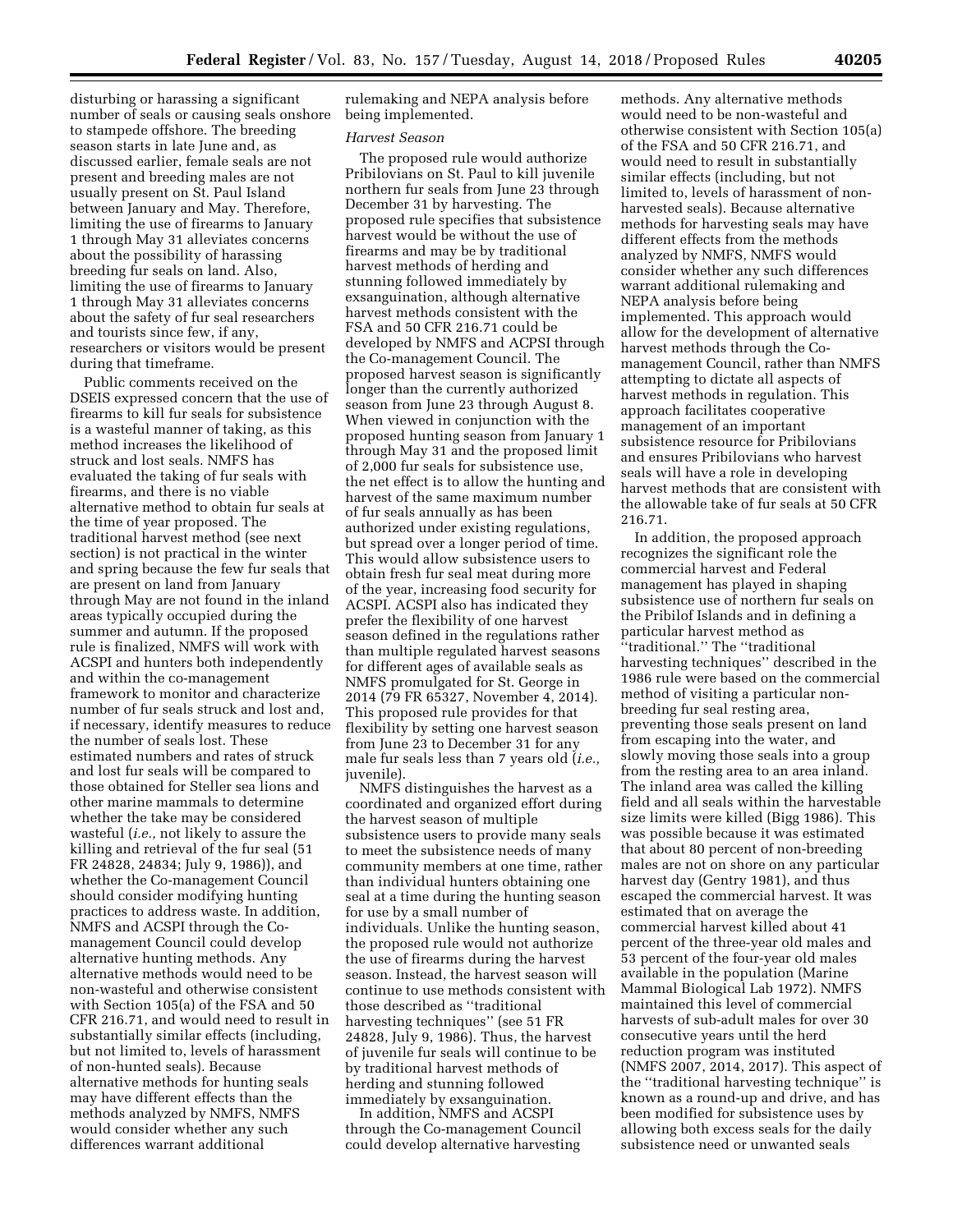disturbing or harassing a significant number of seals or causing seals onshore to stampede offshore. The breeding season starts in late June and, as discussed earlier, female seals are not present and breeding males are not usually present on St. Paul Island between January and May. Therefore, limiting the use of firearms to January 1 through May 31 alleviates concerns about the possibility of harassing breeding fur seals on land. Also, limiting the use of firearms to January 1 through May 31 alleviates concerns about the safety of fur seal researchers and tourists since few, if any, researchers or visitors would be present during that timeframe.

Public comments received on the DSEIS expressed concern that the use of firearms to kill fur seals for subsistence is a wasteful manner of taking, as this method increases the likelihood of struck and lost seals. NMFS has evaluated the taking of fur seals with firearms, and there is no viable alternative method to obtain fur seals at the time of year proposed. The traditional harvest method (see next section) is not practical in the winter and spring because the few fur seals that are present on land from January through May are not found in the inland areas typically occupied during the summer and autumn. If the proposed rule is finalized, NMFS will work with ACSPI and hunters both independently and within the co-management framework to monitor and characterize number of fur seals struck and lost and, if necessary, identify measures to reduce the number of seals lost. These estimated numbers and rates of struck and lost fur seals will be compared to those obtained for Steller sea lions and other marine mammals to determine whether the take may be considered wasteful (*i.e.,* not likely to assure the killing and retrieval of the fur seal (51 FR 24828, 24834; July 9, 1986)), and whether the Co-management Council should consider modifying hunting practices to address waste. In addition, NMFS and ACSPI through the Co-management Council could develop alternative hunting methods. Any alternative methods would need to be non-wasteful and otherwise consistent with Section 105(a) of the FSA and 50 CFR 216.71, and would need to result in substantially similar effects (including, but not limited to, levels of harassment of non-hunted seals). Because alternative methods for hunting seals may have different effects than the methods analyzed by NMFS, NMFS would consider whether any such differences warrant additional rulemaking and NEPA analysis before being implemented.

*Harvest Season*

The proposed rule would authorize Pribilovians on St. Paul to kill juvenile northern fur seals from June 23 through December 31 by harvesting. The proposed rule specifies that subsistence harvest would be without the use of firearms and may be by traditional harvest methods of herding and stunning followed immediately by exsanguination, although alternative harvest methods consistent with the FSA and 50 CFR 216.71 could be developed by NMFS and ACPSI through the Co-management Council. The proposed harvest season is significantly longer than the currently authorized season from June 23 through August 8. When viewed in conjunction with the proposed hunting season from January 1 through May 31 and the proposed limit of 2,000 fur seals for subsistence use, the net effect is to allow the hunting and harvest of the same maximum number of fur seals annually as has been authorized under existing regulations, but spread over a longer period of time. This would allow subsistence users to obtain fresh fur seal meat during more of the year, increasing food security for ACSPI. ACSPI also has indicated they prefer the flexibility of one harvest season defined in the regulations rather than multiple regulated harvest seasons for different ages of available seals as NMFS promulgated for St. George in 2014 (79 FR 65327, November 4, 2014). This proposed rule provides for that flexibility by setting one harvest season from June 23 to December 31 for any male fur seals less than 7 years old (*i.e.,* juvenile).

NMFS distinguishes the harvest as a coordinated and organized effort during the harvest season of multiple subsistence users to provide many seals to meet the subsistence needs of many community members at one time, rather than individual hunters obtaining one seal at a time during the hunting season for use by a small number of individuals. Unlike the hunting season, the proposed rule would not authorize the use of firearms during the harvest season. Instead, the harvest season will continue to use methods consistent with those described as ''traditional harvesting techniques'' (see 51 FR 24828, July 9, 1986). Thus, the harvest of juvenile fur seals will continue to be by traditional harvest methods of herding and stunning followed immediately by exsanguination.

In addition, NMFS and ACSPI through the Co-management Council could develop alternative harvesting methods. Any alternative methods would need to be non-wasteful and otherwise consistent with Section 105(a) of the FSA and 50 CFR 216.71, and would need to result in substantially similar effects (including, but not limited to, levels of harassment of non-harvested seals). Because alternative methods for harvesting seals may have different effects from the methods analyzed by NMFS, NMFS would consider whether any such differences warrant additional rulemaking and NEPA analysis before being implemented. This approach would allow for the development of alternative harvest methods through the Co-management Council, rather than NMFS attempting to dictate all aspects of harvest methods in regulation. This approach facilitates cooperative management of an important subsistence resource for Pribilovians and ensures Pribilovians who harvest seals will have a role in developing harvest methods that are consistent with the allowable take of fur seals at 50 CFR 216.71.

In addition, the proposed approach recognizes the significant role the commercial harvest and Federal management has played in shaping subsistence use of northern fur seals on the Pribilof Islands and in defining a particular harvest method as ''traditional.'' The ''traditional harvesting techniques'' described in the 1986 rule were based on the commercial method of visiting a particular non-breeding fur seal resting area, preventing those seals present on land from escaping into the water, and slowly moving those seals into a group from the resting area to an area inland. The inland area was called the killing field and all seals within the harvestable size limits were killed (Bigg 1986). This was possible because it was estimated that about 80 percent of non-breeding males are not on shore on any particular harvest day (Gentry 1981), and thus escaped the commercial harvest. It was estimated that on average the commercial harvest killed about 41 percent of the three-year old males and 53 percent of the four-year old males available in the population (Marine Mammal Biological Lab 1972). NMFS maintained this level of commercial harvests of sub-adult males for over 30 consecutive years until the herd reduction program was instituted (NMFS 2007, 2014, 2017). This aspect of the ''traditional harvesting technique'' is known as a round-up and drive, and has been modified for subsistence uses by allowing both excess seals for the daily subsistence need or unwanted seals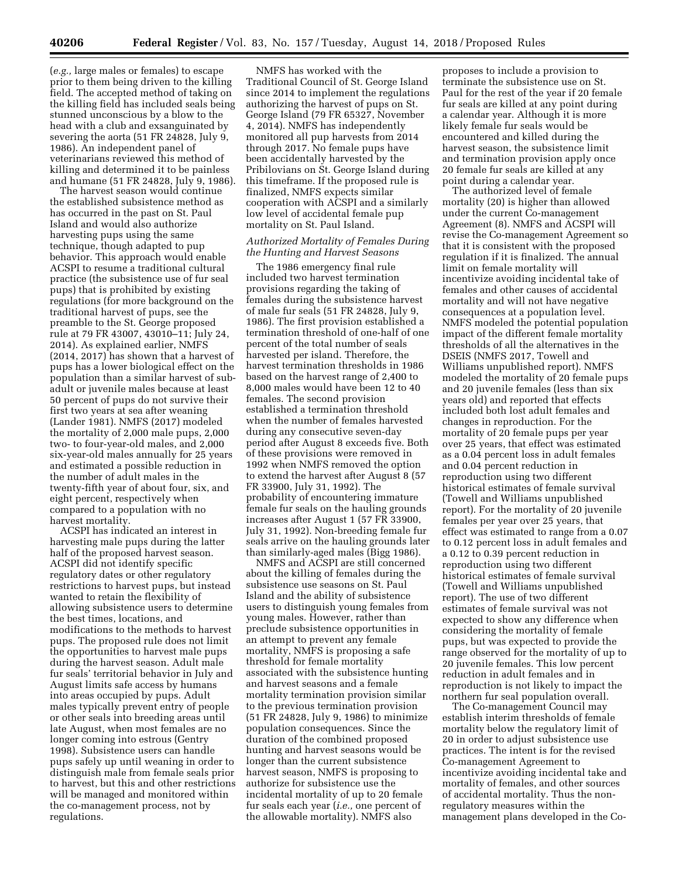(*e.g.,* large males or females) to escape prior to them being driven to the killing field. The accepted method of taking on the killing field has included seals being stunned unconscious by a blow to the head with a club and exsanguinated by severing the aorta (51 FR 24828, July 9, 1986). An independent panel of veterinarians reviewed this method of killing and determined it to be painless and humane (51 FR 24828, July 9, 1986).

The harvest season would continue the established subsistence method as has occurred in the past on St. Paul Island and would also authorize harvesting pups using the same technique, though adapted to pup behavior. This approach would enable ACSPI to resume a traditional cultural practice (the subsistence use of fur seal pups) that is prohibited by existing regulations (for more background on the traditional harvest of pups, see the preamble to the St. George proposed rule at 79 FR 43007, 43010–11; July 24, 2014). As explained earlier, NMFS (2014, 2017) has shown that a harvest of pups has a lower biological effect on the population than a similar harvest of sub-adult or juvenile males because at least 50 percent of pups do not survive their first two years at sea after weaning (Lander 1981). NMFS (2017) modeled the mortality of 2,000 male pups, 2,000 two- to four-year-old males, and 2,000 six-year-old males annually for 25 years and estimated a possible reduction in the number of adult males in the twenty-fifth year of about four, six, and eight percent, respectively when compared to a population with no harvest mortality.

ACSPI has indicated an interest in harvesting male pups during the latter half of the proposed harvest season. ACSPI did not identify specific regulatory dates or other regulatory restrictions to harvest pups, but instead wanted to retain the flexibility of allowing subsistence users to determine the best times, locations, and modifications to the methods to harvest pups. The proposed rule does not limit the opportunities to harvest male pups during the harvest season. Adult male fur seals' territorial behavior in July and August limits safe access by humans into areas occupied by pups. Adult males typically prevent entry of people or other seals into breeding areas until late August, when most females are no longer coming into estrous (Gentry 1998). Subsistence users can handle pups safely up until weaning in order to distinguish male from female seals prior to harvest, but this and other restrictions will be managed and monitored within the co-management process, not by regulations.

NMFS has worked with the Traditional Council of St. George Island since 2014 to implement the regulations authorizing the harvest of pups on St. George Island (79 FR 65327, November 4, 2014). NMFS has independently monitored all pup harvests from 2014 through 2017. No female pups have been accidentally harvested by the Pribilovians on St. George Island during this timeframe. If the proposed rule is finalized, NMFS expects similar cooperation with ACSPI and a similarly low level of accidental female pup mortality on St. Paul Island.

*Authorized Mortality of Females During the Hunting and Harvest Seasons*

The 1986 emergency final rule included two harvest termination provisions regarding the taking of females during the subsistence harvest of male fur seals (51 FR 24828, July 9, 1986). The first provision established a termination threshold of one-half of one percent of the total number of seals harvested per island. Therefore, the harvest termination thresholds in 1986 based on the harvest range of 2,400 to 8,000 males would have been 12 to 40 females. The second provision established a termination threshold when the number of females harvested during any consecutive seven-day period after August 8 exceeds five. Both of these provisions were removed in 1992 when NMFS removed the option to extend the harvest after August 8 (57 FR 33900, July 31, 1992). The probability of encountering immature female fur seals on the hauling grounds increases after August 1 (57 FR 33900, July 31, 1992). Non-breeding female fur seals arrive on the hauling grounds later than similarly-aged males (Bigg 1986).

NMFS and ACSPI are still concerned about the killing of females during the subsistence use seasons on St. Paul Island and the ability of subsistence users to distinguish young females from young males. However, rather than preclude subsistence opportunities in an attempt to prevent any female mortality, NMFS is proposing a safe threshold for female mortality associated with the subsistence hunting and harvest seasons and a female mortality termination provision similar to the previous termination provision (51 FR 24828, July 9, 1986) to minimize population consequences. Since the duration of the combined proposed hunting and harvest seasons would be longer than the current subsistence harvest season, NMFS is proposing to authorize for subsistence use the incidental mortality of up to 20 female fur seals each year (*i.e.,* one percent of the allowable mortality). NMFS also proposes to include a provision to terminate the subsistence use on St. Paul for the rest of the year if 20 female fur seals are killed at any point during a calendar year. Although it is more likely female fur seals would be encountered and killed during the harvest season, the subsistence limit and termination provision apply once 20 female fur seals are killed at any point during a calendar year.

The authorized level of female mortality (20) is higher than allowed under the current Co-management Agreement (8). NMFS and ACSPI will revise the Co-management Agreement so that it is consistent with the proposed regulation if it is finalized. The annual limit on female mortality will incentivize avoiding incidental take of females and other causes of accidental mortality and will not have negative consequences at a population level. NMFS modeled the potential population impact of the different female mortality thresholds of all the alternatives in the DSEIS (NMFS 2017, Towell and Williams unpublished report). NMFS modeled the mortality of 20 female pups and 20 juvenile females (less than six years old) and reported that effects included both lost adult females and changes in reproduction. For the mortality of 20 female pups per year over 25 years, that effect was estimated as a 0.04 percent loss in adult females and 0.04 percent reduction in reproduction using two different historical estimates of female survival (Towell and Williams unpublished report). For the mortality of 20 juvenile females per year over 25 years, that effect was estimated to range from a 0.07 to 0.12 percent loss in adult females and a 0.12 to 0.39 percent reduction in reproduction using two different historical estimates of female survival (Towell and Williams unpublished report). The use of two different estimates of female survival was not expected to show any difference when considering the mortality of female pups, but was expected to provide the range observed for the mortality of up to 20 juvenile females. This low percent reduction in adult females and in reproduction is not likely to impact the northern fur seal population overall.

The Co-management Council may establish interim thresholds of female mortality below the regulatory limit of 20 in order to adjust subsistence use practices. The intent is for the revised Co-management Agreement to incentivize avoiding incidental take and mortality of females, and other sources of accidental mortality. Thus the non-regulatory measures within the management plans developed in the Co-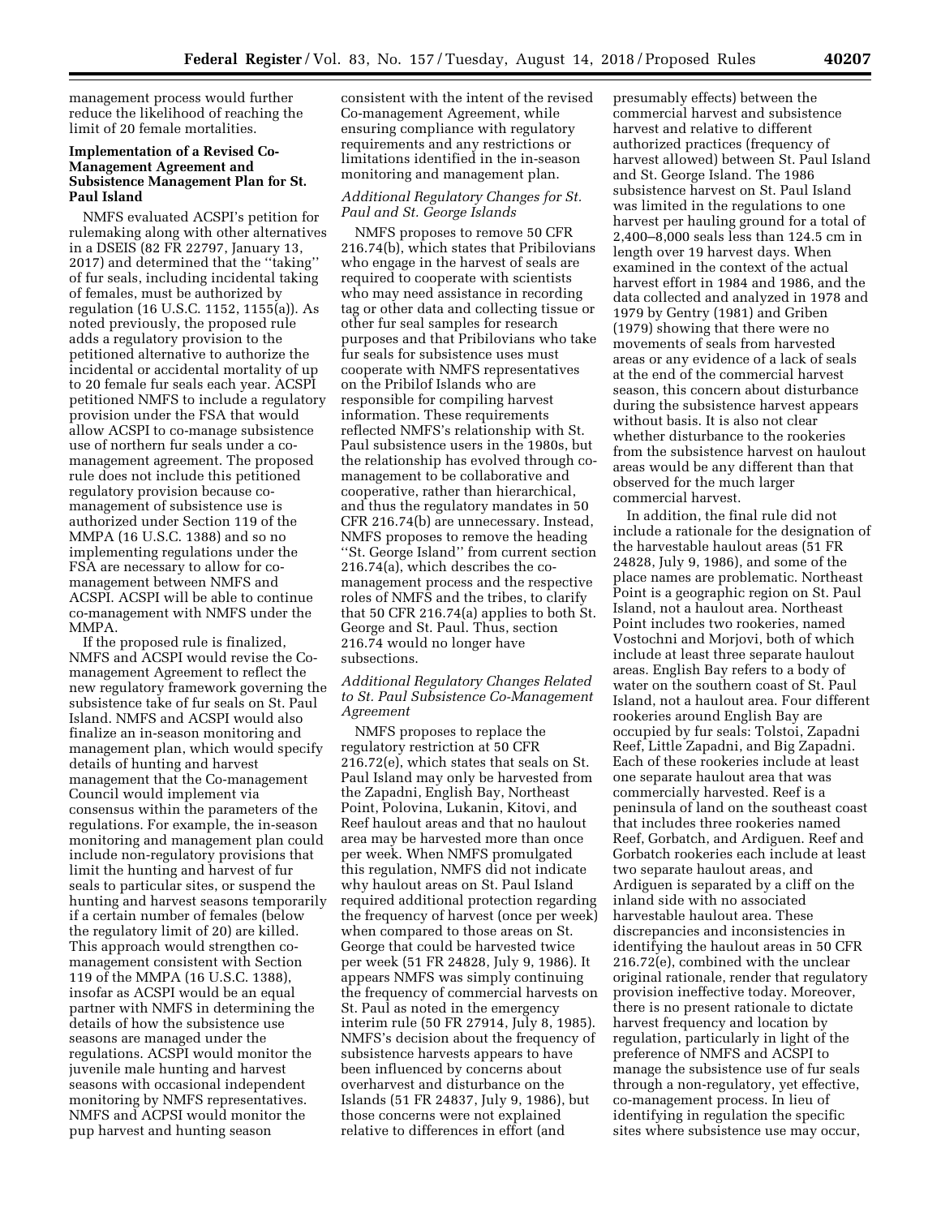management process would further reduce the likelihood of reaching the limit of 20 female mortalities.

**Implementation of a Revised Co-Management Agreement and Subsistence Management Plan for St. Paul Island**

NMFS evaluated ACSPI's petition for rulemaking along with other alternatives in a DSEIS (82 FR 22797, January 13, 2017) and determined that the ''taking'' of fur seals, including incidental taking of females, must be authorized by regulation (16 U.S.C. 1152, 1155(a)). As noted previously, the proposed rule adds a regulatory provision to the petitioned alternative to authorize the incidental or accidental mortality of up to 20 female fur seals each year. ACSPI petitioned NMFS to include a regulatory provision under the FSA that would allow ACSPI to co-manage subsistence use of northern fur seals under a co-management agreement. The proposed rule does not include this petitioned regulatory provision because co-management of subsistence use is authorized under Section 119 of the MMPA (16 U.S.C. 1388) and so no implementing regulations under the FSA are necessary to allow for co-management between NMFS and ACSPI. ACSPI will be able to continue co-management with NMFS under the MMPA.

If the proposed rule is finalized, NMFS and ACSPI would revise the Co-management Agreement to reflect the new regulatory framework governing the subsistence take of fur seals on St. Paul Island. NMFS and ACSPI would also finalize an in-season monitoring and management plan, which would specify details of hunting and harvest management that the Co-management Council would implement via consensus within the parameters of the regulations. For example, the in-season monitoring and management plan could include non-regulatory provisions that limit the hunting and harvest of fur seals to particular sites, or suspend the hunting and harvest seasons temporarily if a certain number of females (below the regulatory limit of 20) are killed. This approach would strengthen co-management consistent with Section 119 of the MMPA (16 U.S.C. 1388), insofar as ACSPI would be an equal partner with NMFS in determining the details of how the subsistence use seasons are managed under the regulations. ACSPI would monitor the juvenile male hunting and harvest seasons with occasional independent monitoring by NMFS representatives. NMFS and ACPSI would monitor the pup harvest and hunting season consistent with the intent of the revised Co-management Agreement, while ensuring compliance with regulatory requirements and any restrictions or limitations identified in the in-season monitoring and management plan.

*Additional Regulatory Changes for St. Paul and St. George Islands*

NMFS proposes to remove 50 CFR 216.74(b), which states that Pribilovians who engage in the harvest of seals are required to cooperate with scientists who may need assistance in recording tag or other data and collecting tissue or other fur seal samples for research purposes and that Pribilovians who take fur seals for subsistence uses must cooperate with NMFS representatives on the Pribilof Islands who are responsible for compiling harvest information. These requirements reflected NMFS's relationship with St. Paul subsistence users in the 1980s, but the relationship has evolved through co-management to be collaborative and cooperative, rather than hierarchical, and thus the regulatory mandates in 50 CFR 216.74(b) are unnecessary. Instead, NMFS proposes to remove the heading ''St. George Island'' from current section 216.74(a), which describes the co-management process and the respective roles of NMFS and the tribes, to clarify that 50 CFR 216.74(a) applies to both St. George and St. Paul. Thus, section 216.74 would no longer have subsections.

*Additional Regulatory Changes Related to St. Paul Subsistence Co-Management Agreement*

NMFS proposes to replace the regulatory restriction at 50 CFR 216.72(e), which states that seals on St. Paul Island may only be harvested from the Zapadni, English Bay, Northeast Point, Polovina, Lukanin, Kitovi, and Reef haulout areas and that no haulout area may be harvested more than once per week. When NMFS promulgated this regulation, NMFS did not indicate why haulout areas on St. Paul Island required additional protection regarding the frequency of harvest (once per week) when compared to those areas on St. George that could be harvested twice per week (51 FR 24828, July 9, 1986). It appears NMFS was simply continuing the frequency of commercial harvests on St. Paul as noted in the emergency interim rule (50 FR 27914, July 8, 1985). NMFS's decision about the frequency of subsistence harvests appears to have been influenced by concerns about overharvest and disturbance on the Islands (51 FR 24837, July 9, 1986), but those concerns were not explained relative to differences in effort (and presumably effects) between the commercial harvest and subsistence harvest and relative to different authorized practices (frequency of harvest allowed) between St. Paul Island and St. George Island. The 1986 subsistence harvest on St. Paul Island was limited in the regulations to one harvest per hauling ground for a total of 2,400–8,000 seals less than 124.5 cm in length over 19 harvest days. When examined in the context of the actual harvest effort in 1984 and 1986, and the data collected and analyzed in 1978 and 1979 by Gentry (1981) and Griben (1979) showing that there were no movements of seals from harvested areas or any evidence of a lack of seals at the end of the commercial harvest season, this concern about disturbance during the subsistence harvest appears without basis. It is also not clear whether disturbance to the rookeries from the subsistence harvest on haulout areas would be any different than that observed for the much larger commercial harvest.

In addition, the final rule did not include a rationale for the designation of the harvestable haulout areas (51 FR 24828, July 9, 1986), and some of the place names are problematic. Northeast Point is a geographic region on St. Paul Island, not a haulout area. Northeast Point includes two rookeries, named Vostochni and Morjovi, both of which include at least three separate haulout areas. English Bay refers to a body of water on the southern coast of St. Paul Island, not a haulout area. Four different rookeries around English Bay are occupied by fur seals: Tolstoi, Zapadni Reef, Little Zapadni, and Big Zapadni. Each of these rookeries include at least one separate haulout area that was commercially harvested. Reef is a peninsula of land on the southeast coast that includes three rookeries named Reef, Gorbatch, and Ardiguen. Reef and Gorbatch rookeries each include at least two separate haulout areas, and Ardiguen is separated by a cliff on the inland side with no associated harvestable haulout area. These discrepancies and inconsistencies in identifying the haulout areas in 50 CFR 216.72(e), combined with the unclear original rationale, render that regulatory provision ineffective today. Moreover, there is no present rationale to dictate harvest frequency and location by regulation, particularly in light of the preference of NMFS and ACSPI to manage the subsistence use of fur seals through a non-regulatory, yet effective, co-management process. In lieu of identifying in regulation the specific sites where subsistence use may occur,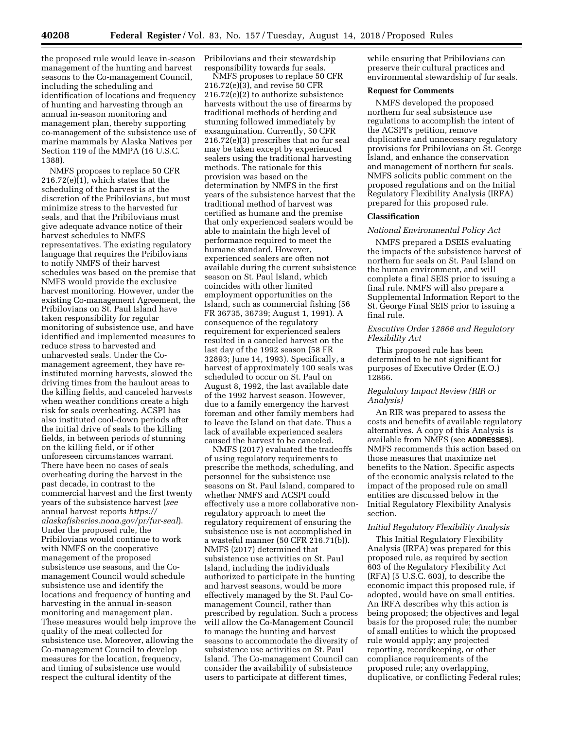the proposed rule would leave in-season management of the hunting and harvest seasons to the Co-management Council, including the scheduling and identification of locations and frequency of hunting and harvesting through an annual in-season monitoring and management plan, thereby supporting co-management of the subsistence use of marine mammals by Alaska Natives per Section 119 of the MMPA (16 U.S.C. 1388).

NMFS proposes to replace 50 CFR 216.72(e)(1), which states that the scheduling of the harvest is at the discretion of the Pribilovians, but must minimize stress to the harvested fur seals, and that the Pribilovians must give adequate advance notice of their harvest schedules to NMFS representatives. The existing regulatory language that requires the Pribilovians to notify NMFS of their harvest schedules was based on the premise that NMFS would provide the exclusive harvest monitoring. However, under the existing Co-management Agreement, the Pribilovians on St. Paul Island have taken responsibility for regular monitoring of subsistence use, and have identified and implemented measures to reduce stress to harvested and unharvested seals. Under the Co-management agreement, they have re-instituted morning harvests, slowed the driving times from the haulout areas to the killing fields, and canceled harvests when weather conditions create a high risk for seals overheating. ACSPI has also instituted cool-down periods after the initial drive of seals to the killing fields, in between periods of stunning on the killing field, or if other unforeseen circumstances warrant. There have been no cases of seals overheating during the harvest in the past decade, in contrast to the commercial harvest and the first twenty years of the subsistence harvest (*see* annual harvest reports *https://alaskafisheries.noaa.gov/pr/fur-seal*). Under the proposed rule, the Pribilovians would continue to work with NMFS on the cooperative management of the proposed subsistence use seasons, and the Co-management Council would schedule subsistence use and identify the locations and frequency of hunting and harvesting in the annual in-season monitoring and management plan. These measures would help improve the quality of the meat collected for subsistence use. Moreover, allowing the Co-management Council to develop measures for the location, frequency, and timing of subsistence use would respect the cultural identity of the Pribilovians and their stewardship responsibility towards fur seals.

NMFS proposes to replace 50 CFR 216.72(e)(3), and revise 50 CFR 216.72(e)(2) to authorize subsistence harvests without the use of firearms by traditional methods of herding and stunning followed immediately by exsanguination. Currently, 50 CFR 216.72(e)(3) prescribes that no fur seal may be taken except by experienced sealers using the traditional harvesting methods. The rationale for this provision was based on the determination by NMFS in the first years of the subsistence harvest that the traditional method of harvest was certified as humane and the premise that only experienced sealers would be able to maintain the high level of performance required to meet the humane standard. However, experienced sealers are often not available during the current subsistence season on St. Paul Island, which coincides with other limited employment opportunities on the Island, such as commercial fishing (56 FR 36735, 36739; August 1, 1991). A consequence of the regulatory requirement for experienced sealers resulted in a canceled harvest on the last day of the 1992 season (58 FR 32893; June 14, 1993). Specifically, a harvest of approximately 100 seals was scheduled to occur on St. Paul on August 8, 1992, the last available date of the 1992 harvest season. However, due to a family emergency the harvest foreman and other family members had to leave the Island on that date. Thus a lack of available experienced sealers caused the harvest to be canceled.

NMFS (2017) evaluated the tradeoffs of using regulatory requirements to prescribe the methods, scheduling, and personnel for the subsistence use seasons on St. Paul Island, compared to whether NMFS and ACSPI could effectively use a more collaborative non-regulatory approach to meet the regulatory requirement of ensuring the subsistence use is not accomplished in a wasteful manner (50 CFR 216.71(b)). NMFS (2017) determined that subsistence use activities on St. Paul Island, including the individuals authorized to participate in the hunting and harvest seasons, would be more effectively managed by the St. Paul Co-management Council, rather than prescribed by regulation. Such a process will allow the Co-Management Council to manage the hunting and harvest seasons to accommodate the diversity of subsistence use activities on St. Paul Island. The Co-management Council can consider the availability of subsistence users to participate at different times, while ensuring that Pribilovians can preserve their cultural practices and environmental stewardship of fur seals.

## Request for Comments

NMFS developed the proposed northern fur seal subsistence use regulations to accomplish the intent of the ACSPI's petition, remove duplicative and unnecessary regulatory provisions for Pribilovians on St. George Island, and enhance the conservation and management of northern fur seals. NMFS solicits public comment on the proposed regulations and on the Initial Regulatory Flexibility Analysis (IRFA) prepared for this proposed rule.

## Classification

### *National Environmental Policy Act*

NMFS prepared a DSEIS evaluating the impacts of the subsistence harvest of northern fur seals on St. Paul Island on the human environment, and will complete a final SEIS prior to issuing a final rule. NMFS will also prepare a Supplemental Information Report to the St. George Final SEIS prior to issuing a final rule.

### *Executive Order 12866 and Regulatory Flexibility Act*

This proposed rule has been determined to be not significant for purposes of Executive Order (E.O.) 12866.

### *Regulatory Impact Review (RIR or Analysis)*

An RIR was prepared to assess the costs and benefits of available regulatory alternatives. A copy of this Analysis is available from NMFS (see **ADDRESSES**). NMFS recommends this action based on those measures that maximize net benefits to the Nation. Specific aspects of the economic analysis related to the impact of the proposed rule on small entities are discussed below in the Initial Regulatory Flexibility Analysis section.

### *Initial Regulatory Flexibility Analysis*

This Initial Regulatory Flexibility Analysis (IRFA) was prepared for this proposed rule, as required by section 603 of the Regulatory Flexibility Act (RFA) (5 U.S.C. 603), to describe the economic impact this proposed rule, if adopted, would have on small entities. An IRFA describes why this action is being proposed; the objectives and legal basis for the proposed rule; the number of small entities to which the proposed rule would apply; any projected reporting, recordkeeping, or other compliance requirements of the proposed rule; any overlapping, duplicative, or conflicting Federal rules;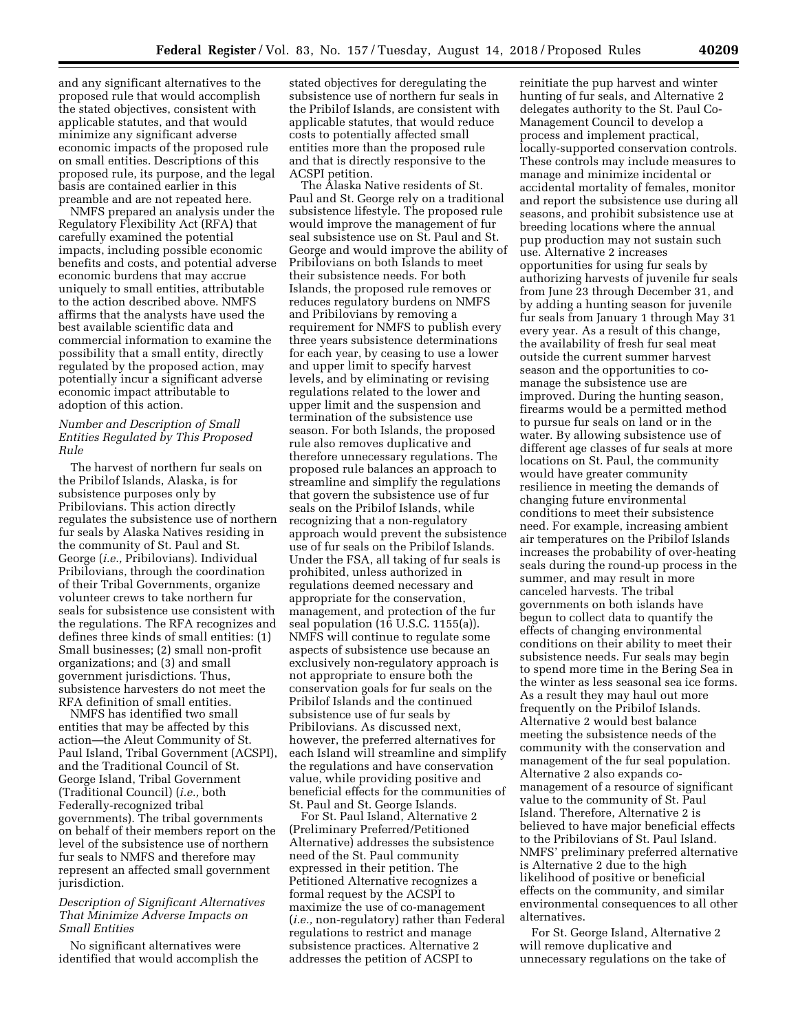and any significant alternatives to the proposed rule that would accomplish the stated objectives, consistent with applicable statutes, and that would minimize any significant adverse economic impacts of the proposed rule on small entities. Descriptions of this proposed rule, its purpose, and the legal basis are contained earlier in this preamble and are not repeated here.

NMFS prepared an analysis under the Regulatory Flexibility Act (RFA) that carefully examined the potential impacts, including possible economic benefits and costs, and potential adverse economic burdens that may accrue uniquely to small entities, attributable to the action described above. NMFS affirms that the analysts have used the best available scientific data and commercial information to examine the possibility that a small entity, directly regulated by the proposed action, may potentially incur a significant adverse economic impact attributable to adoption of this action.

### *Number and Description of Small Entities Regulated by This Proposed Rule*

The harvest of northern fur seals on the Pribilof Islands, Alaska, is for subsistence purposes only by Pribilovians. This action directly regulates the subsistence use of northern fur seals by Alaska Natives residing in the community of St. Paul and St. George (*i.e.,* Pribilovians). Individual Pribilovians, through the coordination of their Tribal Governments, organize volunteer crews to take northern fur seals for subsistence use consistent with the regulations. The RFA recognizes and defines three kinds of small entities: (1) Small businesses; (2) small non-profit organizations; and (3) and small government jurisdictions. Thus, subsistence harvesters do not meet the RFA definition of small entities.

NMFS has identified two small entities that may be affected by this action—the Aleut Community of St. Paul Island, Tribal Government (ACSPI), and the Traditional Council of St. George Island, Tribal Government (Traditional Council) (*i.e.,* both Federally-recognized tribal governments). The tribal governments on behalf of their members report on the level of the subsistence use of northern fur seals to NMFS and therefore may represent an affected small government jurisdiction.

### *Description of Significant Alternatives That Minimize Adverse Impacts on Small Entities*

No significant alternatives were identified that would accomplish the stated objectives for deregulating the subsistence use of northern fur seals in the Pribilof Islands, are consistent with applicable statutes, that would reduce costs to potentially affected small entities more than the proposed rule and that is directly responsive to the ACSPI petition.

The Alaska Native residents of St. Paul and St. George rely on a traditional subsistence lifestyle. The proposed rule would improve the management of fur seal subsistence use on St. Paul and St. George and would improve the ability of Pribilovians on both Islands to meet their subsistence needs. For both Islands, the proposed rule removes or reduces regulatory burdens on NMFS and Pribilovians by removing a requirement for NMFS to publish every three years subsistence determinations for each year, by ceasing to use a lower and upper limit to specify harvest levels, and by eliminating or revising regulations related to the lower and upper limit and the suspension and termination of the subsistence use season. For both Islands, the proposed rule also removes duplicative and therefore unnecessary regulations. The proposed rule balances an approach to streamline and simplify the regulations that govern the subsistence use of fur seals on the Pribilof Islands, while recognizing that a non-regulatory approach would prevent the subsistence use of fur seals on the Pribilof Islands. Under the FSA, all taking of fur seals is prohibited, unless authorized in regulations deemed necessary and appropriate for the conservation, management, and protection of the fur seal population (16 U.S.C. 1155(a)). NMFS will continue to regulate some aspects of subsistence use because an exclusively non-regulatory approach is not appropriate to ensure both the conservation goals for fur seals on the Pribilof Islands and the continued subsistence use of fur seals by Pribilovians. As discussed next, however, the preferred alternatives for each Island will streamline and simplify the regulations and have conservation value, while providing positive and beneficial effects for the communities of St. Paul and St. George Islands.

For St. Paul Island, Alternative 2 (Preliminary Preferred/Petitioned Alternative) addresses the subsistence need of the St. Paul community expressed in their petition. The Petitioned Alternative recognizes a formal request by the ACSPI to maximize the use of co-management (*i.e.,* non-regulatory) rather than Federal regulations to restrict and manage subsistence practices. Alternative 2 addresses the petition of ACSPI to reinitiate the pup harvest and winter hunting of fur seals, and Alternative 2 delegates authority to the St. Paul Co-Management Council to develop a process and implement practical, locally-supported conservation controls. These controls may include measures to manage and minimize incidental or accidental mortality of females, monitor and report the subsistence use during all seasons, and prohibit subsistence use at breeding locations where the annual pup production may not sustain such use. Alternative 2 increases opportunities for using fur seals by authorizing harvests of juvenile fur seals from June 23 through December 31, and by adding a hunting season for juvenile fur seals from January 1 through May 31 every year. As a result of this change, the availability of fresh fur seal meat outside the current summer harvest season and the opportunities to co-manage the subsistence use are improved. During the hunting season, firearms would be a permitted method to pursue fur seals on land or in the water. By allowing subsistence use of different age classes of fur seals at more locations on St. Paul, the community would have greater community resilience in meeting the demands of changing future environmental conditions to meet their subsistence need. For example, increasing ambient air temperatures on the Pribilof Islands increases the probability of over-heating seals during the round-up process in the summer, and may result in more canceled harvests. The tribal governments on both islands have begun to collect data to quantify the effects of changing environmental conditions on their ability to meet their subsistence needs. Fur seals may begin to spend more time in the Bering Sea in the winter as less seasonal sea ice forms. As a result they may haul out more frequently on the Pribilof Islands. Alternative 2 would best balance meeting the subsistence needs of the community with the conservation and management of the fur seal population. Alternative 2 also expands co-management of a resource of significant value to the community of St. Paul Island. Therefore, Alternative 2 is believed to have major beneficial effects to the Pribilovians of St. Paul Island. NMFS' preliminary preferred alternative is Alternative 2 due to the high likelihood of positive or beneficial effects on the community, and similar environmental consequences to all other alternatives.

For St. George Island, Alternative 2 will remove duplicative and unnecessary regulations on the take of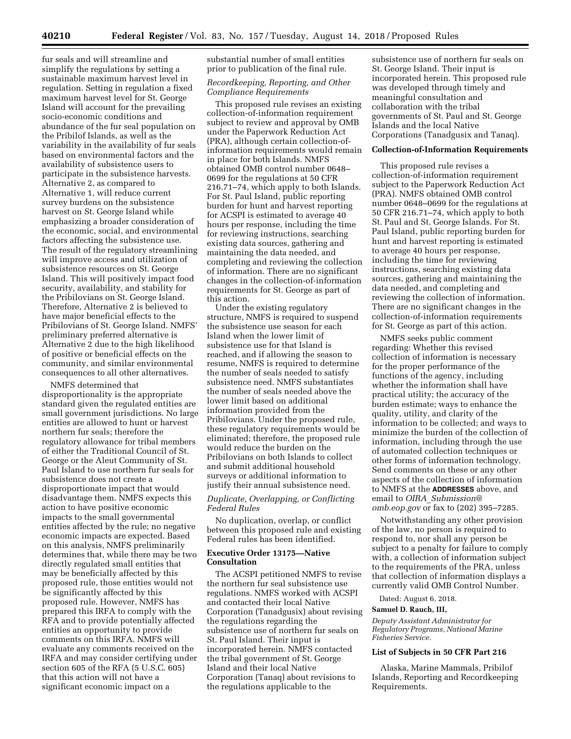fur seals and will streamline and simplify the regulations by setting a sustainable maximum harvest level in regulation. Setting in regulation a fixed maximum harvest level for St. George Island will account for the prevailing socio-economic conditions and abundance of the fur seal population on the Pribilof Islands, as well as the variability in the availability of fur seals based on environmental factors and the availability of subsistence users to participate in the subsistence harvests. Alternative 2, as compared to Alternative 1, will reduce current survey burdens on the subsistence harvest on St. George Island while emphasizing a broader consideration of the economic, social, and environmental factors affecting the subsistence use. The result of the regulatory streamlining will improve access and utilization of subsistence resources on St. George Island. This will positively impact food security, availability, and stability for the Pribilovians on St. George Island. Therefore, Alternative 2 is believed to have major beneficial effects to the Pribilovians of St. George Island. NMFS' preliminary preferred alternative is Alternative 2 due to the high likelihood of positive or beneficial effects on the community, and similar environmental consequences to all other alternatives.

NMFS determined that disproportionality is the appropriate standard given the regulated entities are small government jurisdictions. No large entities are allowed to hunt or harvest northern fur seals; therefore the regulatory allowance for tribal members of either the Traditional Council of St. George or the Aleut Community of St. Paul Island to use northern fur seals for subsistence does not create a disproportionate impact that would disadvantage them. NMFS expects this action to have positive economic impacts to the small governmental entities affected by the rule; no negative economic impacts are expected. Based on this analysis, NMFS preliminarily determines that, while there may be two directly regulated small entities that may be beneficially affected by this proposed rule, those entities would not be significantly affected by this proposed rule. However, NMFS has prepared this IRFA to comply with the RFA and to provide potentially affected entities an opportunity to provide comments on this IRFA. NMFS will evaluate any comments received on the IRFA and may consider certifying under section 605 of the RFA (5 U.S.C. 605) that this action will not have a significant economic impact on a substantial number of small entities prior to publication of the final rule.

*Recordkeeping, Reporting, and Other Compliance Requirements*

This proposed rule revises an existing collection-of-information requirement subject to review and approval by OMB under the Paperwork Reduction Act (PRA), although certain collection-of-information requirements would remain in place for both Islands. NMFS obtained OMB control number 0648–0699 for the regulations at 50 CFR 216.71–74, which apply to both Islands. For St. Paul Island, public reporting burden for hunt and harvest reporting for ACSPI is estimated to average 40 hours per response, including the time for reviewing instructions, searching existing data sources, gathering and maintaining the data needed, and completing and reviewing the collection of information. There are no significant changes in the collection-of-information requirements for St. George as part of this action.

Under the existing regulatory structure, NMFS is required to suspend the subsistence use season for each Island when the lower limit of subsistence use for that Island is reached, and if allowing the season to resume, NMFS is required to determine the number of seals needed to satisfy subsistence need. NMFS substantiates the number of seals needed above the lower limit based on additional information provided from the Pribilovians. Under the proposed rule, these regulatory requirements would be eliminated; therefore, the proposed rule would reduce the burden on the Pribilovians on both Islands to collect and submit additional household surveys or additional information to justify their annual subsistence need.

*Duplicate, Overlapping, or Conflicting Federal Rules*

No duplication, overlap, or conflict between this proposed rule and existing Federal rules has been identified.

**Executive Order 13175—Native Consultation**

The ACSPI petitioned NMFS to revise the northern fur seal subsistence use regulations. NMFS worked with ACSPI and contacted their local Native Corporation (Tanadgusix) about revising the regulations regarding the subsistence use of northern fur seals on St. Paul Island. Their input is incorporated herein. NMFS contacted the tribal government of St. George Island and their local Native Corporation (Tanaq) about revisions to the regulations applicable to the subsistence use of northern fur seals on St. George Island. Their input is incorporated herein. This proposed rule was developed through timely and meaningful consultation and collaboration with the tribal governments of St. Paul and St. George Islands and the local Native Corporations (Tanadgusix and Tanaq).

**Collection-of-Information Requirements**

This proposed rule revises a collection-of-information requirement subject to the Paperwork Reduction Act (PRA). NMFS obtained OMB control number 0648–0699 for the regulations at 50 CFR 216.71–74, which apply to both St. Paul and St. George Islands. For St. Paul Island, public reporting burden for hunt and harvest reporting is estimated to average 40 hours per response, including the time for reviewing instructions, searching existing data sources, gathering and maintaining the data needed, and completing and reviewing the collection of information. There are no significant changes in the collection-of-information requirements for St. George as part of this action.

NMFS seeks public comment regarding: Whether this revised collection of information is necessary for the proper performance of the functions of the agency, including whether the information shall have practical utility; the accuracy of the burden estimate; ways to enhance the quality, utility, and clarity of the information to be collected; and ways to minimize the burden of the collection of information, including through the use of automated collection techniques or other forms of information technology. Send comments on these or any other aspects of the collection of information to NMFS at the **ADDRESSES** above, and email to *OIRA_Submission@omb.eop.gov* or fax to (202) 395–7285.

Notwithstanding any other provision of the law, no person is required to respond to, nor shall any person be subject to a penalty for failure to comply with, a collection of information subject to the requirements of the PRA, unless that collection of information displays a currently valid OMB Control Number.

Dated: August 6, 2018.

**Samuel D. Rauch, III,**

*Deputy Assistant Administrator for Regulatory Programs, National Marine Fisheries Service.*

**List of Subjects in 50 CFR Part 216**

Alaska, Marine Mammals, Pribilof Islands, Reporting and Recordkeeping Requirements.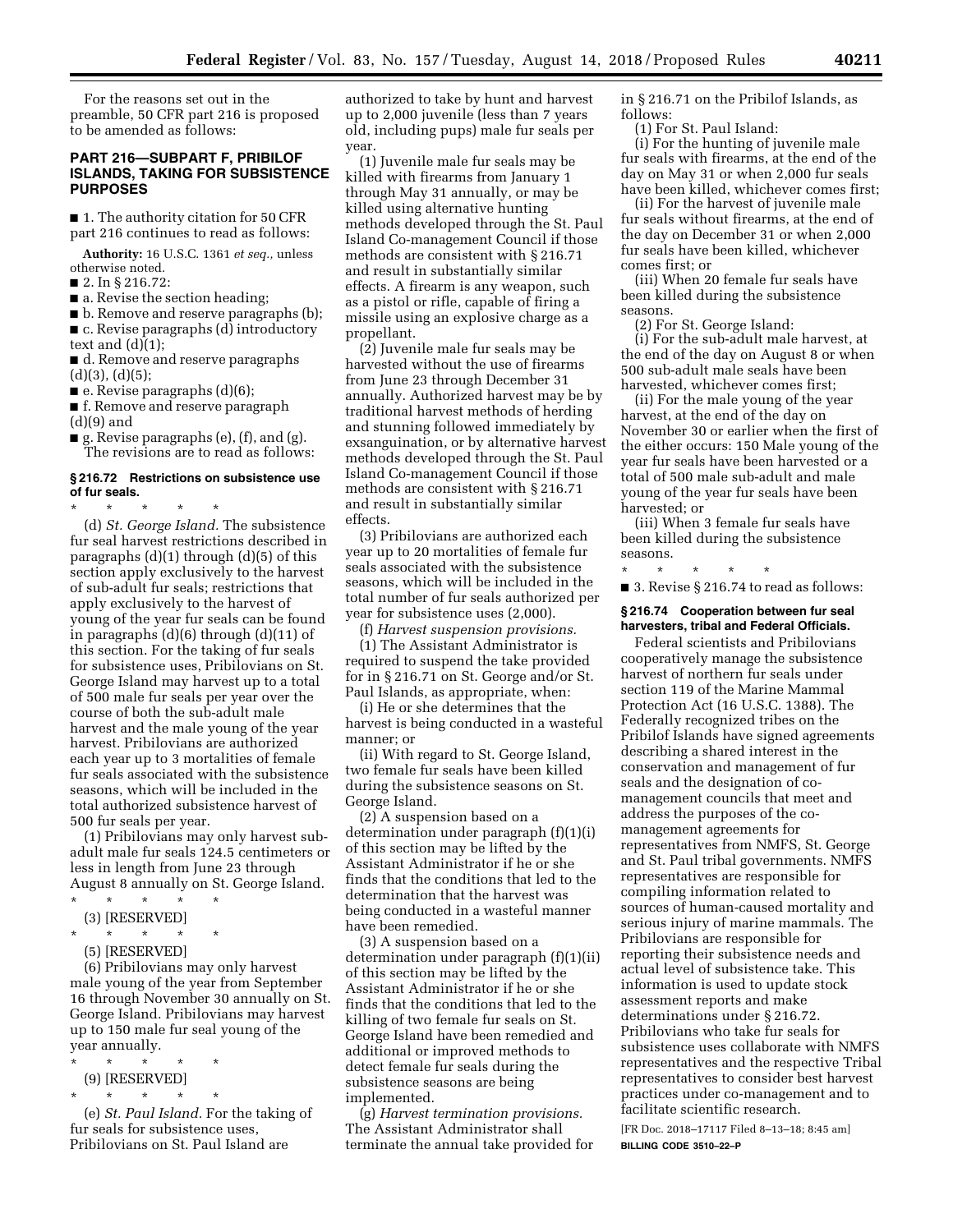For the reasons set out in the preamble, 50 CFR part 216 is proposed to be amended as follows:

## PART 216—SUBPART F, PRIBILOF ISLANDS, TAKING FOR SUBSISTENCE PURPOSES

■ 1. The authority citation for 50 CFR part 216 continues to read as follows:

**Authority:** 16 U.S.C. 1361 *et seq.,* unless otherwise noted.

■ 2. In § 216.72:

■ a. Revise the section heading;

■ b. Remove and reserve paragraphs (b);

■ c. Revise paragraphs (d) introductory text and (d)(1);

■ d. Remove and reserve paragraphs (d)(3), (d)(5);

■ e. Revise paragraphs (d)(6);

■ f. Remove and reserve paragraph (d)(9) and

■ g. Revise paragraphs (e), (f), and (g).

The revisions are to read as follows:

### § 216.72 Restrictions on subsistence use of fur seals.

\* \* \* \* \*

(d) *St. George Island.* The subsistence fur seal harvest restrictions described in paragraphs (d)(1) through (d)(5) of this section apply exclusively to the harvest of sub-adult fur seals; restrictions that apply exclusively to the harvest of young of the year fur seals can be found in paragraphs (d)(6) through (d)(11) of this section. For the taking of fur seals for subsistence uses, Pribilovians on St. George Island may harvest up to a total of 500 male fur seals per year over the course of both the sub-adult male harvest and the male young of the year harvest. Pribilovians are authorized each year up to 3 mortalities of female fur seals associated with the subsistence seasons, which will be included in the total authorized subsistence harvest of 500 fur seals per year.

(1) Pribilovians may only harvest sub-adult male fur seals 124.5 centimeters or less in length from June 23 through August 8 annually on St. George Island.

\* \* \* \* \*

(3) [RESERVED]

\* \* \* \* \*

(5) [RESERVED]

(6) Pribilovians may only harvest male young of the year from September 16 through November 30 annually on St. George Island. Pribilovians may harvest up to 150 male fur seal young of the year annually.

\* \* \* \* \*

(9) [RESERVED]

\* \* \* \* \*

(e) *St. Paul Island.* For the taking of fur seals for subsistence uses, Pribilovians on St. Paul Island are authorized to take by hunt and harvest up to 2,000 juvenile (less than 7 years old, including pups) male fur seals per year.

(1) Juvenile male fur seals may be killed with firearms from January 1 through May 31 annually, or may be killed using alternative hunting methods developed through the St. Paul Island Co-management Council if those methods are consistent with § 216.71 and result in substantially similar effects. A firearm is any weapon, such as a pistol or rifle, capable of firing a missile using an explosive charge as a propellant.

(2) Juvenile male fur seals may be harvested without the use of firearms from June 23 through December 31 annually. Authorized harvest may be by traditional harvest methods of herding and stunning followed immediately by exsanguination, or by alternative harvest methods developed through the St. Paul Island Co-management Council if those methods are consistent with § 216.71 and result in substantially similar effects.

(3) Pribilovians are authorized each year up to 20 mortalities of female fur seals associated with the subsistence seasons, which will be included in the total number of fur seals authorized per year for subsistence uses (2,000).

(f) *Harvest suspension provisions.*

(1) The Assistant Administrator is required to suspend the take provided for in § 216.71 on St. George and/or St. Paul Islands, as appropriate, when:

(i) He or she determines that the harvest is being conducted in a wasteful manner; or

(ii) With regard to St. George Island, two female fur seals have been killed during the subsistence seasons on St. George Island.

(2) A suspension based on a determination under paragraph (f)(1)(i) of this section may be lifted by the Assistant Administrator if he or she finds that the conditions that led to the determination that the harvest was being conducted in a wasteful manner have been remedied.

(3) A suspension based on a determination under paragraph (f)(1)(ii) of this section may be lifted by the Assistant Administrator if he or she finds that the conditions that led to the killing of two female fur seals on St. George Island have been remedied and additional or improved methods to detect female fur seals during the subsistence seasons are being implemented.

(g) *Harvest termination provisions.* The Assistant Administrator shall terminate the annual take provided for in § 216.71 on the Pribilof Islands, as follows:

(1) For St. Paul Island:

(i) For the hunting of juvenile male fur seals with firearms, at the end of the day on May 31 or when 2,000 fur seals have been killed, whichever comes first;

(ii) For the harvest of juvenile male fur seals without firearms, at the end of the day on December 31 or when 2,000 fur seals have been killed, whichever comes first; or

(iii) When 20 female fur seals have been killed during the subsistence seasons.

(2) For St. George Island:

(i) For the sub-adult male harvest, at the end of the day on August 8 or when 500 sub-adult male seals have been harvested, whichever comes first;

(ii) For the male young of the year harvest, at the end of the day on November 30 or earlier when the first of the either occurs: 150 Male young of the year fur seals have been harvested or a total of 500 male sub-adult and male young of the year fur seals have been harvested; or

(iii) When 3 female fur seals have been killed during the subsistence seasons.

\* \* \* \* \*

■ 3. Revise § 216.74 to read as follows:

### § 216.74 Cooperation between fur seal harvesters, tribal and Federal Officials.

Federal scientists and Pribilovians cooperatively manage the subsistence harvest of northern fur seals under section 119 of the Marine Mammal Protection Act (16 U.S.C. 1388). The Federally recognized tribes on the Pribilof Islands have signed agreements describing a shared interest in the conservation and management of fur seals and the designation of co-management councils that meet and address the purposes of the co-management agreements for representatives from NMFS, St. George and St. Paul tribal governments. NMFS representatives are responsible for compiling information related to sources of human-caused mortality and serious injury of marine mammals. The Pribilovians are responsible for reporting their subsistence needs and actual level of subsistence take. This information is used to update stock assessment reports and make determinations under § 216.72. Pribilovians who take fur seals for subsistence uses collaborate with NMFS representatives and the respective Tribal representatives to consider best harvest practices under co-management and to facilitate scientific research.

[FR Doc. 2018–17117 Filed 8–13–18; 8:45 am]

**BILLING CODE 3510–22–P**